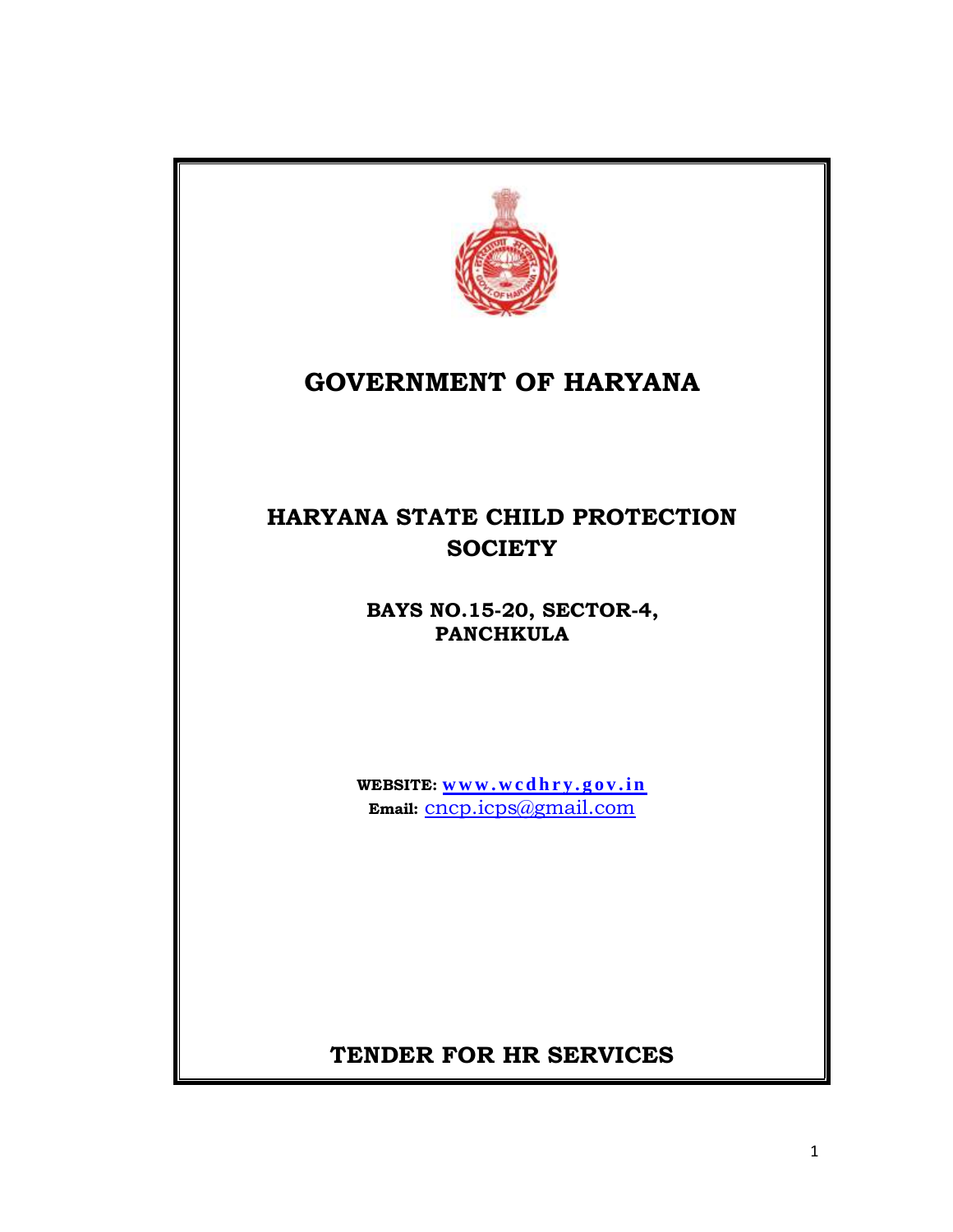# GOVERNMENT OF HARYANA

## HARYANA STATE CHILD PROTECTION SOCIETY

**BAYS NO.15-20, SECTOR-4, PANCHKULA**

**WEBSITE:** www.wcdhry.gov.in
**Email:** cncp.icps@gmail.com

## TENDER FOR HR SERVICES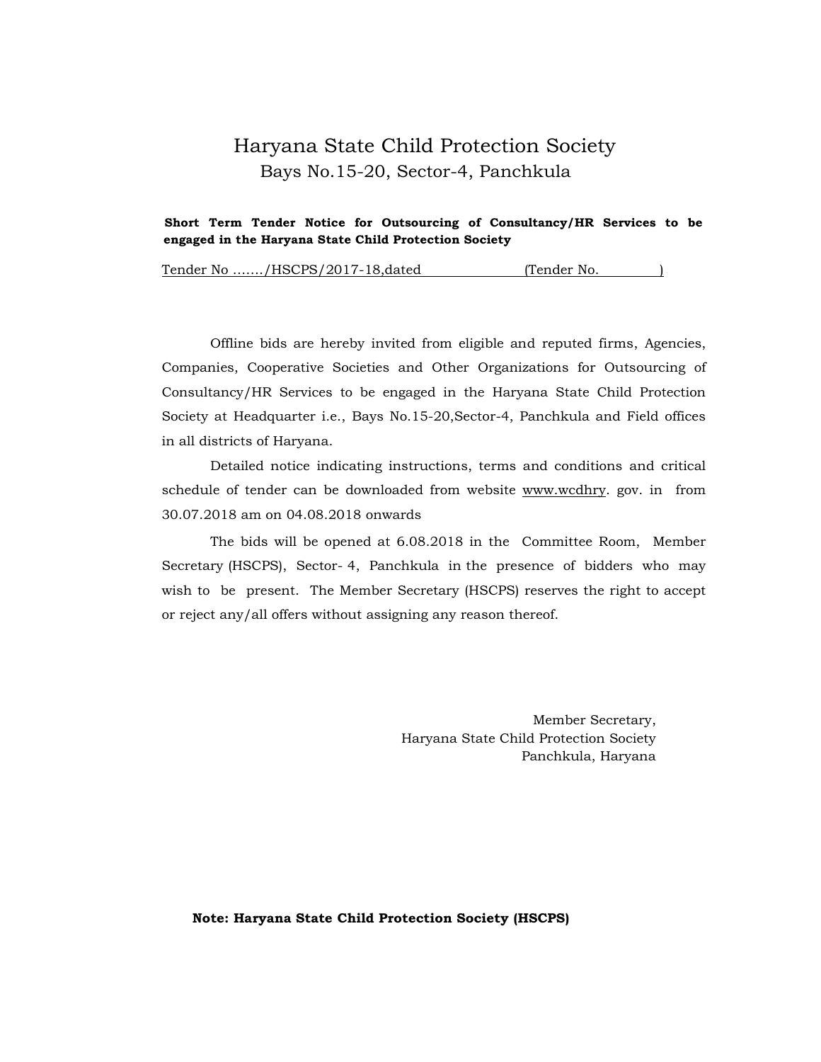# Haryana State Child Protection Society

Bays No.15-20, Sector-4, Panchkula

**Short Term Tender Notice for Outsourcing of Consultancy/HR Services to be engaged in the Haryana State Child Protection Society**

Tender No ......./HSCPS/2017-18,dated (Tender No. )

Offline bids are hereby invited from eligible and reputed firms, Agencies, Companies, Cooperative Societies and Other Organizations for Outsourcing of Consultancy/HR Services to be engaged in the Haryana State Child Protection Society at Headquarter i.e., Bays No.15-20,Sector-4, Panchkula and Field offices in all districts of Haryana.

Detailed notice indicating instructions, terms and conditions and critical schedule of tender can be downloaded from website www.wcdhry. gov. in from 30.07.2018 am on 04.08.2018 onwards

The bids will be opened at 6.08.2018 in the Committee Room, Member Secretary (HSCPS), Sector- 4, Panchkula in the presence of bidders who may wish to be present. The Member Secretary (HSCPS) reserves the right to accept or reject any/all offers without assigning any reason thereof.

Member Secretary,
Haryana State Child Protection Society
Panchkula, Haryana

**Note: Haryana State Child Protection Society (HSCPS)**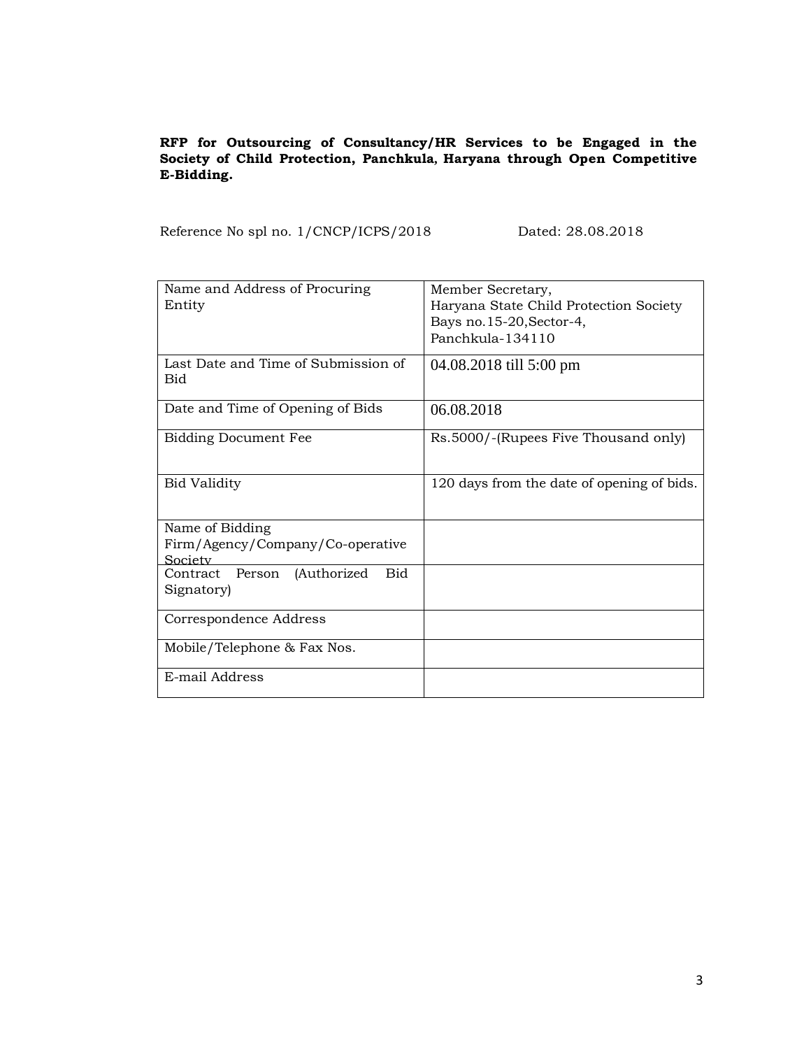**RFP for Outsourcing of Consultancy/HR Services to be Engaged in the Society of Child Protection, Panchkula, Haryana through Open Competitive E-Bidding.**

Reference No spl no. 1/CNCP/ICPS/2018 Dated: 28.08.2018

| | |
|---|---|
| Name and Address of Procuring Entity | Member Secretary,<br>Haryana State Child Protection Society<br>Bays no.15-20,Sector-4,<br>Panchkula-134110 |
| Last Date and Time of Submission of Bid | 04.08.2018 till 5:00 pm |
| Date and Time of Opening of Bids | 06.08.2018 |
| Bidding Document Fee | Rs.5000/-(Rupees Five Thousand only) |
| Bid Validity | 120 days from the date of opening of bids. |
| Name of Bidding Firm/Agency/Company/Co-operative Society | |
| Contract Person (Authorized Bid Signatory) | |
| Correspondence Address | |
| Mobile/Telephone & Fax Nos. | |
| E-mail Address | |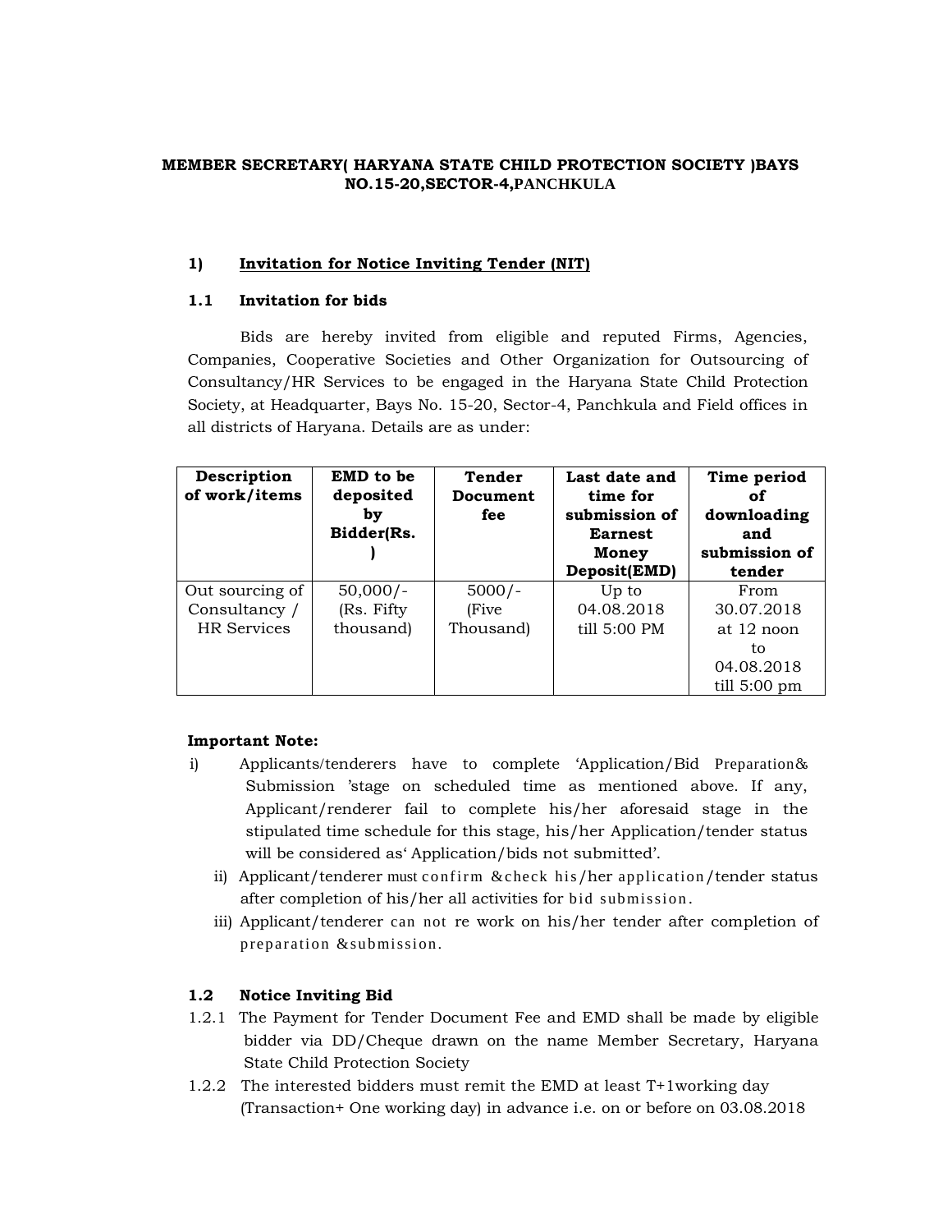**MEMBER SECRETARY( HARYANA STATE CHILD PROTECTION SOCIETY )BAYS NO.15-20,SECTOR-4,PANCHKULA**

## 1) Invitation for Notice Inviting Tender (NIT)

### 1.1 Invitation for bids

Bids are hereby invited from eligible and reputed Firms, Agencies, Companies, Cooperative Societies and Other Organization for Outsourcing of Consultancy/HR Services to be engaged in the Haryana State Child Protection Society, at Headquarter, Bays No. 15-20, Sector-4, Panchkula and Field offices in all districts of Haryana. Details are as under:

| Description of work/items | EMD to be deposited by Bidder(Rs. ) | Tender Document fee | Last date and time for submission of Earnest Money Deposit(EMD) | Time period of downloading and submission of tender |
|---|---|---|---|---|
| Out sourcing of Consultancy / HR Services | 50,000/- (Rs. Fifty thousand) | 5000/- (Five Thousand) | Up to 04.08.2018 till 5:00 PM | From 30.07.2018 at 12 noon to 04.08.2018 till 5:00 pm |

**Important Note:**

i) Applicants/tenderers have to complete 'Application/Bid Preparation& Submission 'stage on scheduled time as mentioned above. If any, Applicant/renderer fail to complete his/her aforesaid stage in the stipulated time schedule for this stage, his/her Application/tender status will be considered as' Application/bids not submitted'.

ii) Applicant/tenderer must confirm &check his/her application/tender status after completion of his/her all activities for bid submission.

iii) Applicant/tenderer can not re work on his/her tender after completion of preparation &submission.

### 1.2 Notice Inviting Bid

1.2.1 The Payment for Tender Document Fee and EMD shall be made by eligible bidder via DD/Cheque drawn on the name Member Secretary, Haryana State Child Protection Society

1.2.2 The interested bidders must remit the EMD at least T+1working day (Transaction+ One working day) in advance i.e. on or before on 03.08.2018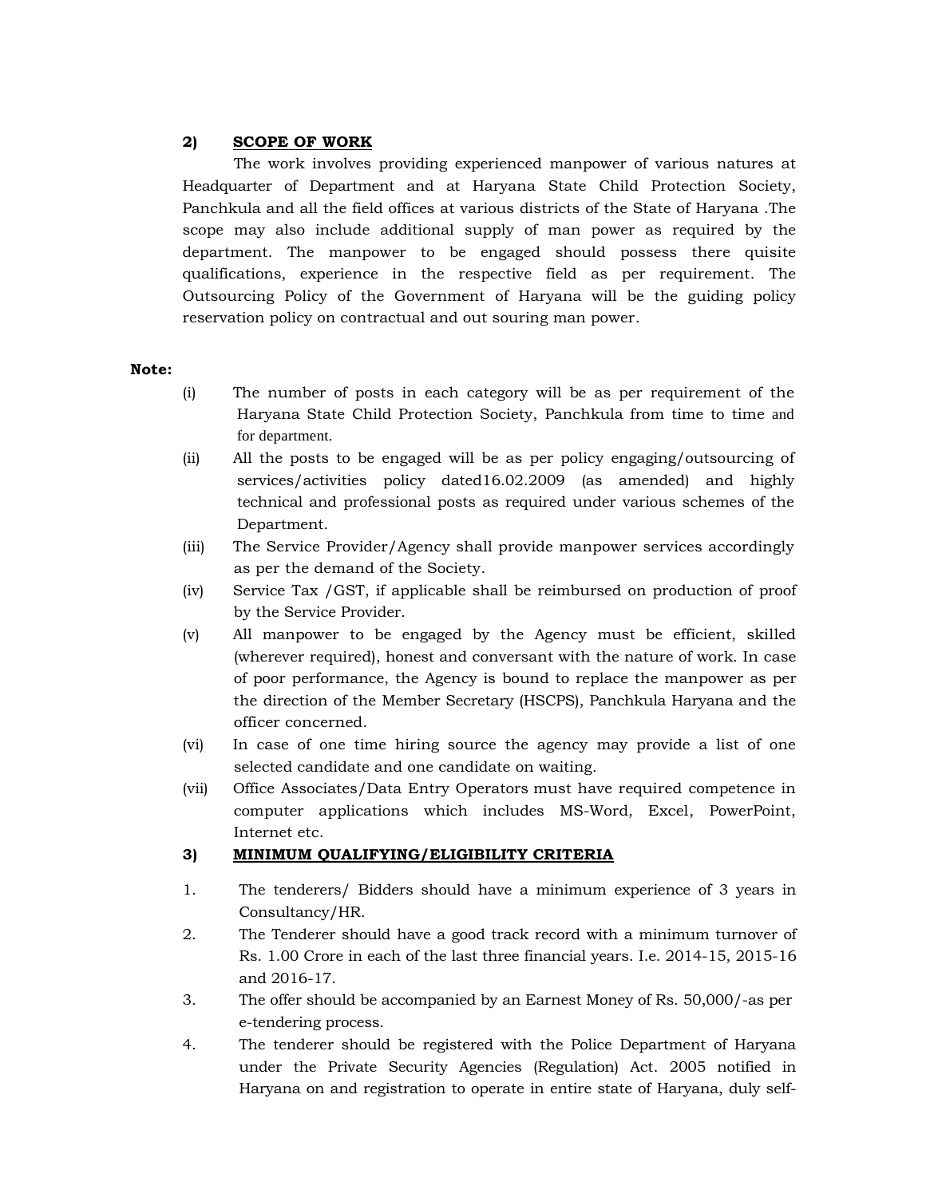## 2) SCOPE OF WORK

The work involves providing experienced manpower of various natures at Headquarter of Department and at Haryana State Child Protection Society, Panchkula and all the field offices at various districts of the State of Haryana .The scope may also include additional supply of man power as required by the department. The manpower to be engaged should possess there quisite qualifications, experience in the respective field as per requirement. The Outsourcing Policy of the Government of Haryana will be the guiding policy reservation policy on contractual and out souring man power.

**Note:**

(i) The number of posts in each category will be as per requirement of the Haryana State Child Protection Society, Panchkula from time to time and for department.

(ii) All the posts to be engaged will be as per policy engaging/outsourcing of services/activities policy dated16.02.2009 (as amended) and highly technical and professional posts as required under various schemes of the Department.

(iii) The Service Provider/Agency shall provide manpower services accordingly as per the demand of the Society.

(iv) Service Tax /GST, if applicable shall be reimbursed on production of proof by the Service Provider.

(v) All manpower to be engaged by the Agency must be efficient, skilled (wherever required), honest and conversant with the nature of work. In case of poor performance, the Agency is bound to replace the manpower as per the direction of the Member Secretary (HSCPS), Panchkula Haryana and the officer concerned.

(vi) In case of one time hiring source the agency may provide a list of one selected candidate and one candidate on waiting.

(vii) Office Associates/Data Entry Operators must have required competence in computer applications which includes MS-Word, Excel, PowerPoint, Internet etc.

## 3) MINIMUM QUALIFYING/ELIGIBILITY CRITERIA

1. The tenderers/ Bidders should have a minimum experience of 3 years in Consultancy/HR.
2. The Tenderer should have a good track record with a minimum turnover of Rs. 1.00 Crore in each of the last three financial years. I.e. 2014-15, 2015-16 and 2016-17.
3. The offer should be accompanied by an Earnest Money of Rs. 50,000/-as per e-tendering process.
4. The tenderer should be registered with the Police Department of Haryana under the Private Security Agencies (Regulation) Act. 2005 notified in Haryana on and registration to operate in entire state of Haryana, duly self-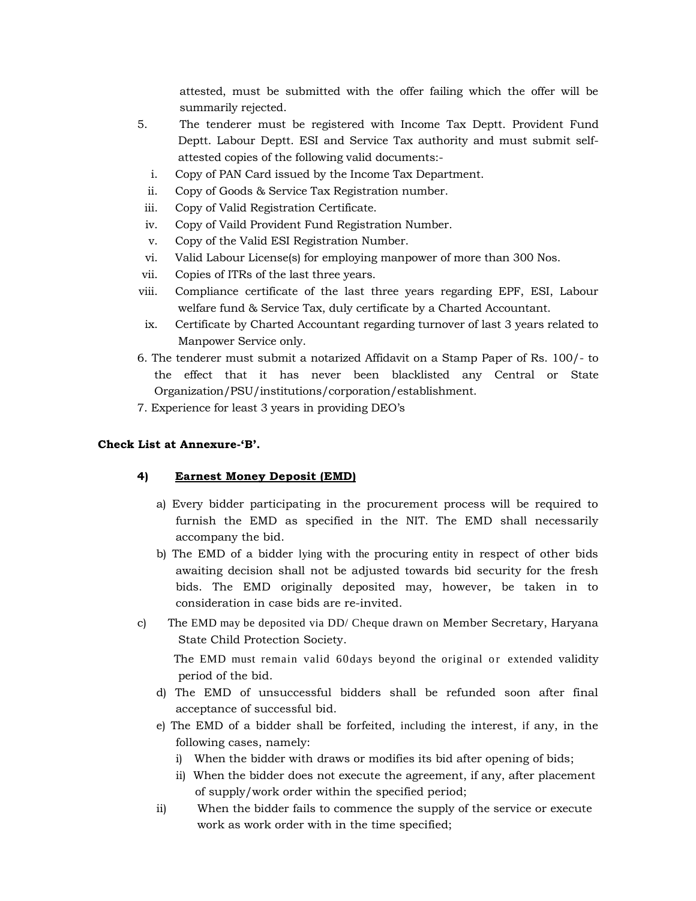attested, must be submitted with the offer failing which the offer will be summarily rejected.

5. The tenderer must be registered with Income Tax Deptt. Provident Fund Deptt. Labour Deptt. ESI and Service Tax authority and must submit self-attested copies of the following valid documents:-
   - i. Copy of PAN Card issued by the Income Tax Department.
   - ii. Copy of Goods & Service Tax Registration number.
   - iii. Copy of Valid Registration Certificate.
   - iv. Copy of Vaild Provident Fund Registration Number.
   - v. Copy of the Valid ESI Registration Number.
   - vi. Valid Labour License(s) for employing manpower of more than 300 Nos.
   - vii. Copies of ITRs of the last three years.
   - viii. Compliance certificate of the last three years regarding EPF, ESI, Labour welfare fund & Service Tax, duly certificate by a Charted Accountant.
   - ix. Certificate by Charted Accountant regarding turnover of last 3 years related to Manpower Service only.
6. The tenderer must submit a notarized Affidavit on a Stamp Paper of Rs. 100/- to the effect that it has never been blacklisted any Central or State Organization/PSU/institutions/corporation/establishment.
7. Experience for least 3 years in providing DEO's

**Check List at Annexure-'B'.**

**4) <u>Earnest Money Deposit (EMD)</u>**

a) Every bidder participating in the procurement process will be required to furnish the EMD as specified in the NIT. The EMD shall necessarily accompany the bid.

b) The EMD of a bidder lying with the procuring entity in respect of other bids awaiting decision shall not be adjusted towards bid security for the fresh bids. The EMD originally deposited may, however, be taken in to consideration in case bids are re-invited.

c) The EMD may be deposited via DD/ Cheque drawn on Member Secretary, Haryana State Child Protection Society.

The EMD must remain valid 60days beyond the original or extended validity period of the bid.

d) The EMD of unsuccessful bidders shall be refunded soon after final acceptance of successful bid.

e) The EMD of a bidder shall be forfeited, including the interest, if any, in the following cases, namely:

i) When the bidder with draws or modifies its bid after opening of bids;

ii) When the bidder does not execute the agreement, if any, after placement of supply/work order within the specified period;

ii) When the bidder fails to commence the supply of the service or execute work as work order with in the time specified;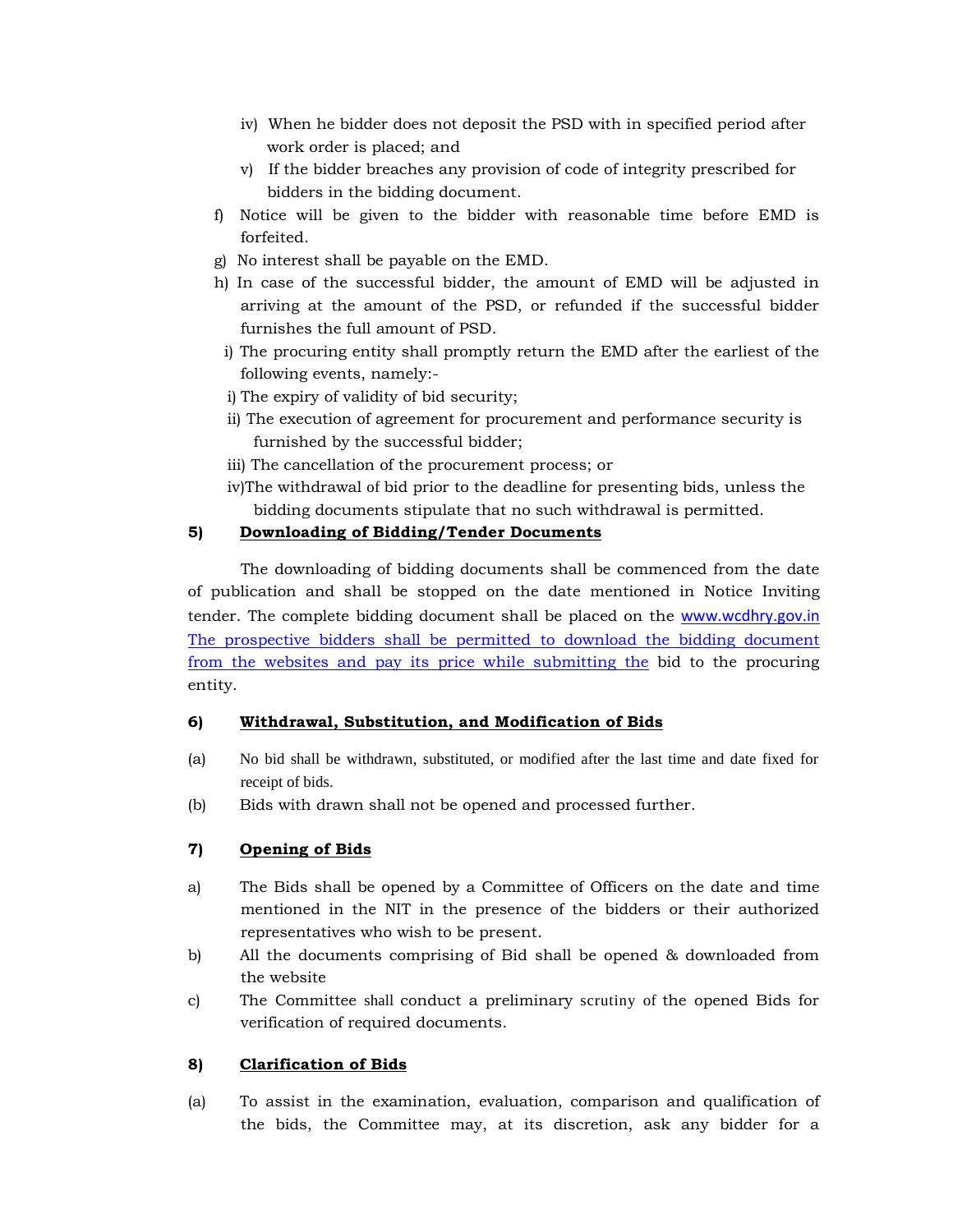iv) When he bidder does not deposit the PSD with in specified period after work order is placed; and

v) If the bidder breaches any provision of code of integrity prescribed for bidders in the bidding document.

f) Notice will be given to the bidder with reasonable time before EMD is forfeited.

g) No interest shall be payable on the EMD.

h) In case of the successful bidder, the amount of EMD will be adjusted in arriving at the amount of the PSD, or refunded if the successful bidder furnishes the full amount of PSD.

i) The procuring entity shall promptly return the EMD after the earliest of the following events, namely:-

i) The expiry of validity of bid security;

ii) The execution of agreement for procurement and performance security is furnished by the successful bidder;

iii) The cancellation of the procurement process; or

iv)The withdrawal of bid prior to the deadline for presenting bids, unless the bidding documents stipulate that no such withdrawal is permitted.

**5) Downloading of Bidding/Tender Documents**

The downloading of bidding documents shall be commenced from the date of publication and shall be stopped on the date mentioned in Notice Inviting tender. The complete bidding document shall be placed on the www.wcdhry.gov.in The prospective bidders shall be permitted to download the bidding document from the websites and pay its price while submitting the bid to the procuring entity.

**6) Withdrawal, Substitution, and Modification of Bids**

(a) No bid shall be withdrawn, substituted, or modified after the last time and date fixed for receipt of bids.

(b) Bids with drawn shall not be opened and processed further.

**7) Opening of Bids**

a) The Bids shall be opened by a Committee of Officers on the date and time mentioned in the NIT in the presence of the bidders or their authorized representatives who wish to be present.

b) All the documents comprising of Bid shall be opened & downloaded from the website

c) The Committee shall conduct a preliminary scrutiny of the opened Bids for verification of required documents.

**8) Clarification of Bids**

(a) To assist in the examination, evaluation, comparison and qualification of the bids, the Committee may, at its discretion, ask any bidder for a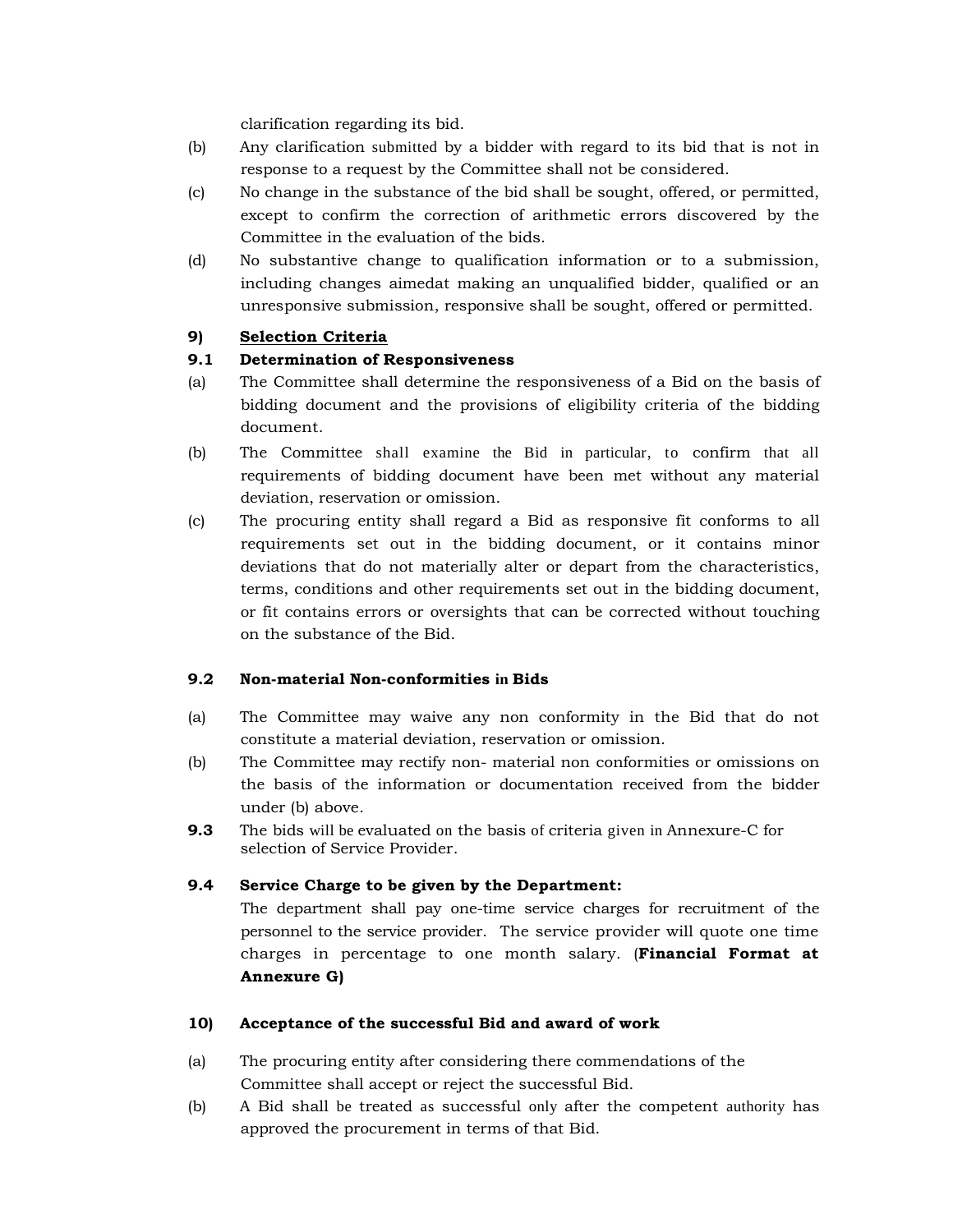clarification regarding its bid.

(b) Any clarification submitted by a bidder with regard to its bid that is not in response to a request by the Committee shall not be considered.

(c) No change in the substance of the bid shall be sought, offered, or permitted, except to confirm the correction of arithmetic errors discovered by the Committee in the evaluation of the bids.

(d) No substantive change to qualification information or to a submission, including changes aimedat making an unqualified bidder, qualified or an unresponsive submission, responsive shall be sought, offered or permitted.

**9) <u>Selection Criteria</u>**

**9.1 Determination of Responsiveness**

(a) The Committee shall determine the responsiveness of a Bid on the basis of bidding document and the provisions of eligibility criteria of the bidding document.

(b) The Committee shall examine the Bid in particular, to confirm that all requirements of bidding document have been met without any material deviation, reservation or omission.

(c) The procuring entity shall regard a Bid as responsive fit conforms to all requirements set out in the bidding document, or it contains minor deviations that do not materially alter or depart from the characteristics, terms, conditions and other requirements set out in the bidding document, or fit contains errors or oversights that can be corrected without touching on the substance of the Bid.

**9.2 Non-material Non-conformities in Bids**

(a) The Committee may waive any non conformity in the Bid that do not constitute a material deviation, reservation or omission.

(b) The Committee may rectify non- material non conformities or omissions on the basis of the information or documentation received from the bidder under (b) above.

**9.3** The bids will be evaluated on the basis of criteria given in Annexure-C for selection of Service Provider.

**9.4 Service Charge to be given by the Department:**

The department shall pay one-time service charges for recruitment of the personnel to the service provider. The service provider will quote one time charges in percentage to one month salary. (**Financial Format at Annexure G)**

**10) Acceptance of the successful Bid and award of work**

(a) The procuring entity after considering there commendations of the Committee shall accept or reject the successful Bid.

(b) A Bid shall be treated as successful only after the competent authority has approved the procurement in terms of that Bid.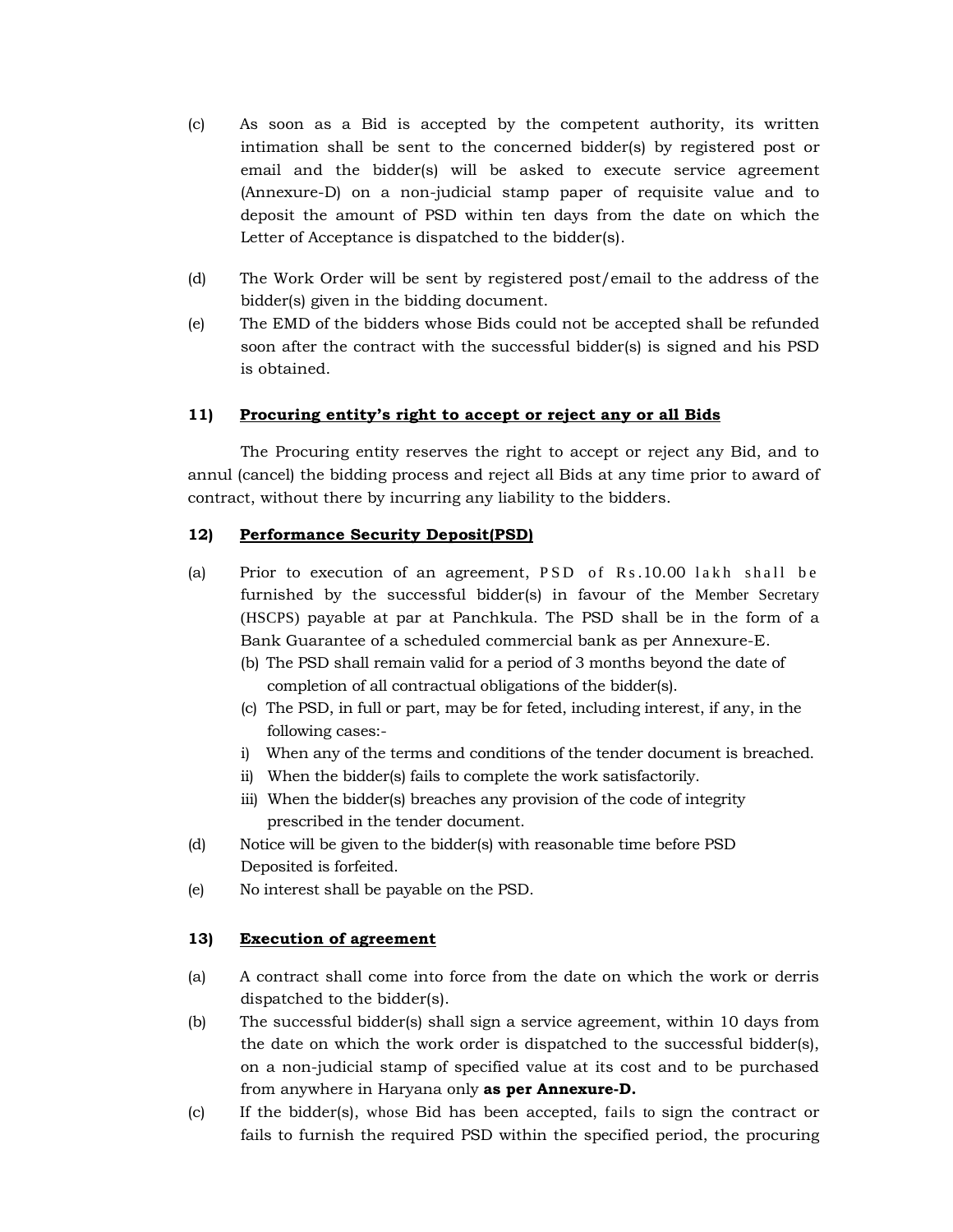(c) As soon as a Bid is accepted by the competent authority, its written intimation shall be sent to the concerned bidder(s) by registered post or email and the bidder(s) will be asked to execute service agreement (Annexure-D) on a non-judicial stamp paper of requisite value and to deposit the amount of PSD within ten days from the date on which the Letter of Acceptance is dispatched to the bidder(s).

(d) The Work Order will be sent by registered post/email to the address of the bidder(s) given in the bidding document.

(e) The EMD of the bidders whose Bids could not be accepted shall be refunded soon after the contract with the successful bidder(s) is signed and his PSD is obtained.

**11) Procuring entity's right to accept or reject any or all Bids**

The Procuring entity reserves the right to accept or reject any Bid, and to annul (cancel) the bidding process and reject all Bids at any time prior to award of contract, without there by incurring any liability to the bidders.

**12) Performance Security Deposit(PSD)**

(a) Prior to execution of an agreement, PSD of Rs.10.00 lakh shall be furnished by the successful bidder(s) in favour of the Member Secretary (HSCPS) payable at par at Panchkula. The PSD shall be in the form of a Bank Guarantee of a scheduled commercial bank as per Annexure-E.

(b) The PSD shall remain valid for a period of 3 months beyond the date of completion of all contractual obligations of the bidder(s).

(c) The PSD, in full or part, may be for feted, including interest, if any, in the following cases:-

i) When any of the terms and conditions of the tender document is breached.

ii) When the bidder(s) fails to complete the work satisfactorily.

iii) When the bidder(s) breaches any provision of the code of integrity prescribed in the tender document.

(d) Notice will be given to the bidder(s) with reasonable time before PSD Deposited is forfeited.

(e) No interest shall be payable on the PSD.

**13) Execution of agreement**

(a) A contract shall come into force from the date on which the work or derris dispatched to the bidder(s).

(b) The successful bidder(s) shall sign a service agreement, within 10 days from the date on which the work order is dispatched to the successful bidder(s), on a non-judicial stamp of specified value at its cost and to be purchased from anywhere in Haryana only **as per Annexure-D.**

(c) If the bidder(s), whose Bid has been accepted, fails to sign the contract or fails to furnish the required PSD within the specified period, the procuring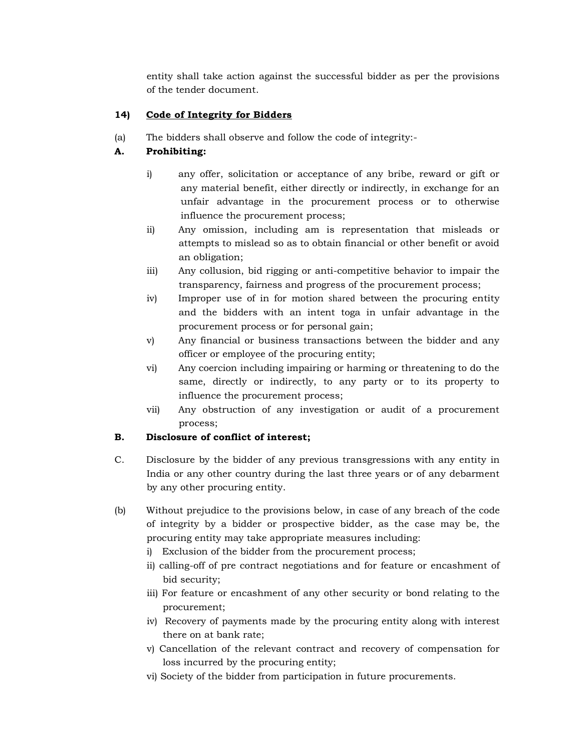entity shall take action against the successful bidder as per the provisions of the tender document.

**14) <u>Code of Integrity for Bidders</u>**

(a) The bidders shall observe and follow the code of integrity:-

**A. Prohibiting:**

i) any offer, solicitation or acceptance of any bribe, reward or gift or any material benefit, either directly or indirectly, in exchange for an unfair advantage in the procurement process or to otherwise influence the procurement process;

ii) Any omission, including am is representation that misleads or attempts to mislead so as to obtain financial or other benefit or avoid an obligation;

iii) Any collusion, bid rigging or anti-competitive behavior to impair the transparency, fairness and progress of the procurement process;

iv) Improper use of in for motion shared between the procuring entity and the bidders with an intent toga in unfair advantage in the procurement process or for personal gain;

v) Any financial or business transactions between the bidder and any officer or employee of the procuring entity;

vi) Any coercion including impairing or harming or threatening to do the same, directly or indirectly, to any party or to its property to influence the procurement process;

vii) Any obstruction of any investigation or audit of a procurement process;

**B. Disclosure of conflict of interest;**

C. Disclosure by the bidder of any previous transgressions with any entity in India or any other country during the last three years or of any debarment by any other procuring entity.

(b) Without prejudice to the provisions below, in case of any breach of the code of integrity by a bidder or prospective bidder, as the case may be, the procuring entity may take appropriate measures including:

i) Exclusion of the bidder from the procurement process;

ii) calling-off of pre contract negotiations and for feature or encashment of bid security;

iii) For feature or encashment of any other security or bond relating to the procurement;

iv) Recovery of payments made by the procuring entity along with interest there on at bank rate;

v) Cancellation of the relevant contract and recovery of compensation for loss incurred by the procuring entity;

vi) Society of the bidder from participation in future procurements.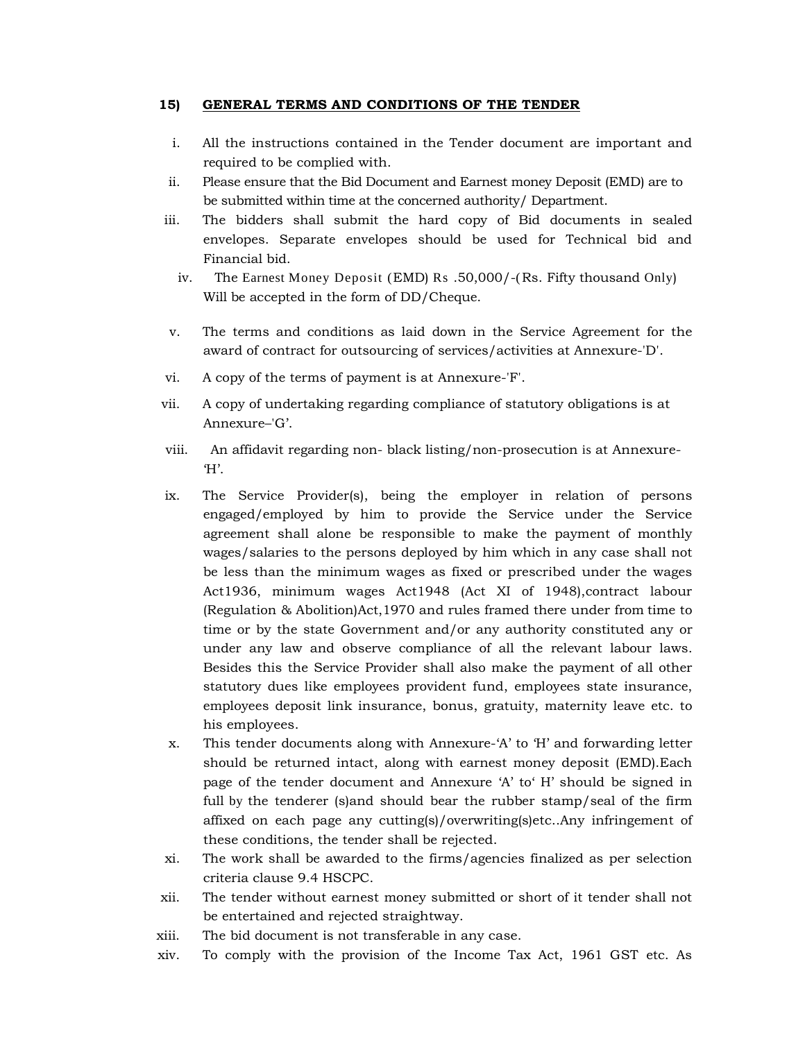### 15) GENERAL TERMS AND CONDITIONS OF THE TENDER

i. All the instructions contained in the Tender document are important and required to be complied with.

ii. Please ensure that the Bid Document and Earnest money Deposit (EMD) are to be submitted within time at the concerned authority/ Department.

iii. The bidders shall submit the hard copy of Bid documents in sealed envelopes. Separate envelopes should be used for Technical bid and Financial bid.

iv. The Earnest Money Deposit (EMD) Rs .50,000/-(Rs. Fifty thousand Only) Will be accepted in the form of DD/Cheque.

v. The terms and conditions as laid down in the Service Agreement for the award of contract for outsourcing of services/activities at Annexure-'D'.

vi. A copy of the terms of payment is at Annexure-'F'.

vii. A copy of undertaking regarding compliance of statutory obligations is at Annexure–'G'.

viii. An affidavit regarding non- black listing/non-prosecution is at Annexure-'H'.

ix. The Service Provider(s), being the employer in relation of persons engaged/employed by him to provide the Service under the Service agreement shall alone be responsible to make the payment of monthly wages/salaries to the persons deployed by him which in any case shall not be less than the minimum wages as fixed or prescribed under the wages Act1936, minimum wages Act1948 (Act XI of 1948),contract labour (Regulation & Abolition)Act,1970 and rules framed there under from time to time or by the state Government and/or any authority constituted any or under any law and observe compliance of all the relevant labour laws. Besides this the Service Provider shall also make the payment of all other statutory dues like employees provident fund, employees state insurance, employees deposit link insurance, bonus, gratuity, maternity leave etc. to his employees.

x. This tender documents along with Annexure-'A' to 'H' and forwarding letter should be returned intact, along with earnest money deposit (EMD).Each page of the tender document and Annexure 'A' to' H' should be signed in full by the tenderer (s)and should bear the rubber stamp/seal of the firm affixed on each page any cutting(s)/overwriting(s)etc..Any infringement of these conditions, the tender shall be rejected.

xi. The work shall be awarded to the firms/agencies finalized as per selection criteria clause 9.4 HSCPC.

xii. The tender without earnest money submitted or short of it tender shall not be entertained and rejected straightway.

xiii. The bid document is not transferable in any case.

xiv. To comply with the provision of the Income Tax Act, 1961 GST etc. As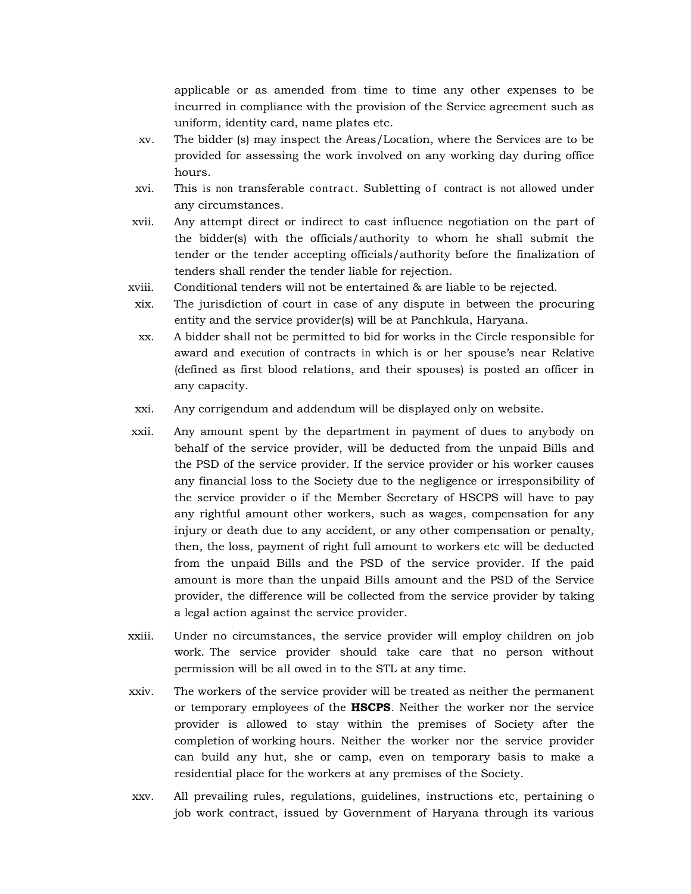applicable or as amended from time to time any other expenses to be incurred in compliance with the provision of the Service agreement such as uniform, identity card, name plates etc.

xv. The bidder (s) may inspect the Areas/Location, where the Services are to be provided for assessing the work involved on any working day during office hours.

xvi. This is non transferable contract. Subletting of contract is not allowed under any circumstances.

xvii. Any attempt direct or indirect to cast influence negotiation on the part of the bidder(s) with the officials/authority to whom he shall submit the tender or the tender accepting officials/authority before the finalization of tenders shall render the tender liable for rejection.

xviii. Conditional tenders will not be entertained & are liable to be rejected.

xix. The jurisdiction of court in case of any dispute in between the procuring entity and the service provider(s) will be at Panchkula, Haryana.

xx. A bidder shall not be permitted to bid for works in the Circle responsible for award and execution of contracts in which is or her spouse's near Relative (defined as first blood relations, and their spouses) is posted an officer in any capacity.

xxi. Any corrigendum and addendum will be displayed only on website.

xxii. Any amount spent by the department in payment of dues to anybody on behalf of the service provider, will be deducted from the unpaid Bills and the PSD of the service provider. If the service provider or his worker causes any financial loss to the Society due to the negligence or irresponsibility of the service provider o if the Member Secretary of HSCPS will have to pay any rightful amount other workers, such as wages, compensation for any injury or death due to any accident, or any other compensation or penalty, then, the loss, payment of right full amount to workers etc will be deducted from the unpaid Bills and the PSD of the service provider. If the paid amount is more than the unpaid Bills amount and the PSD of the Service provider, the difference will be collected from the service provider by taking a legal action against the service provider.

xxiii. Under no circumstances, the service provider will employ children on job work. The service provider should take care that no person without permission will be all owed in to the STL at any time.

xxiv. The workers of the service provider will be treated as neither the permanent or temporary employees of the **HSCPS**. Neither the worker nor the service provider is allowed to stay within the premises of Society after the completion of working hours. Neither the worker nor the service provider can build any hut, she or camp, even on temporary basis to make a residential place for the workers at any premises of the Society.

xxv. All prevailing rules, regulations, guidelines, instructions etc, pertaining o job work contract, issued by Government of Haryana through its various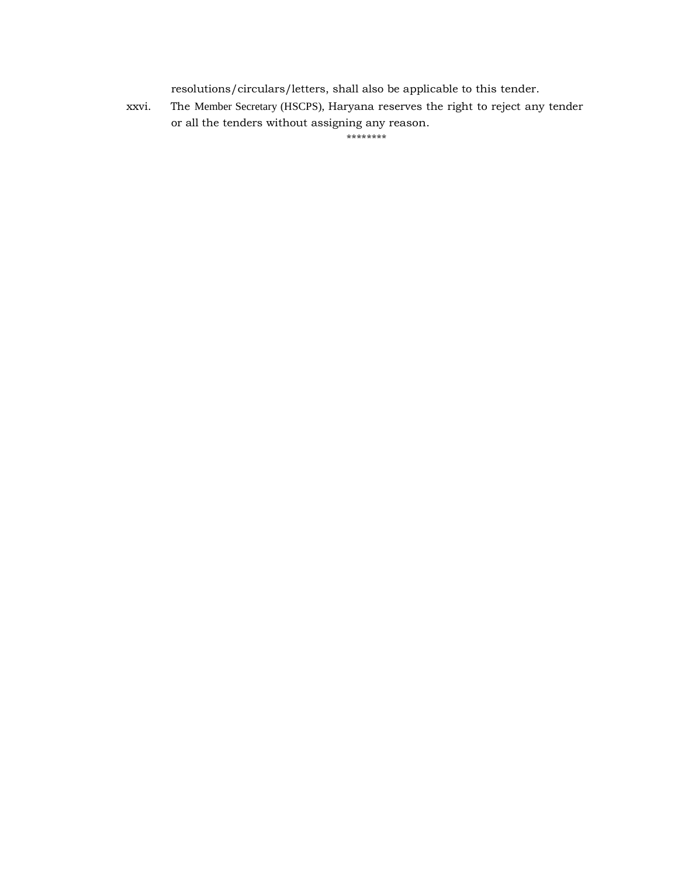resolutions/circulars/letters, shall also be applicable to this tender.

xxvi. The Member Secretary (HSCPS), Haryana reserves the right to reject any tender or all the tenders without assigning any reason.

********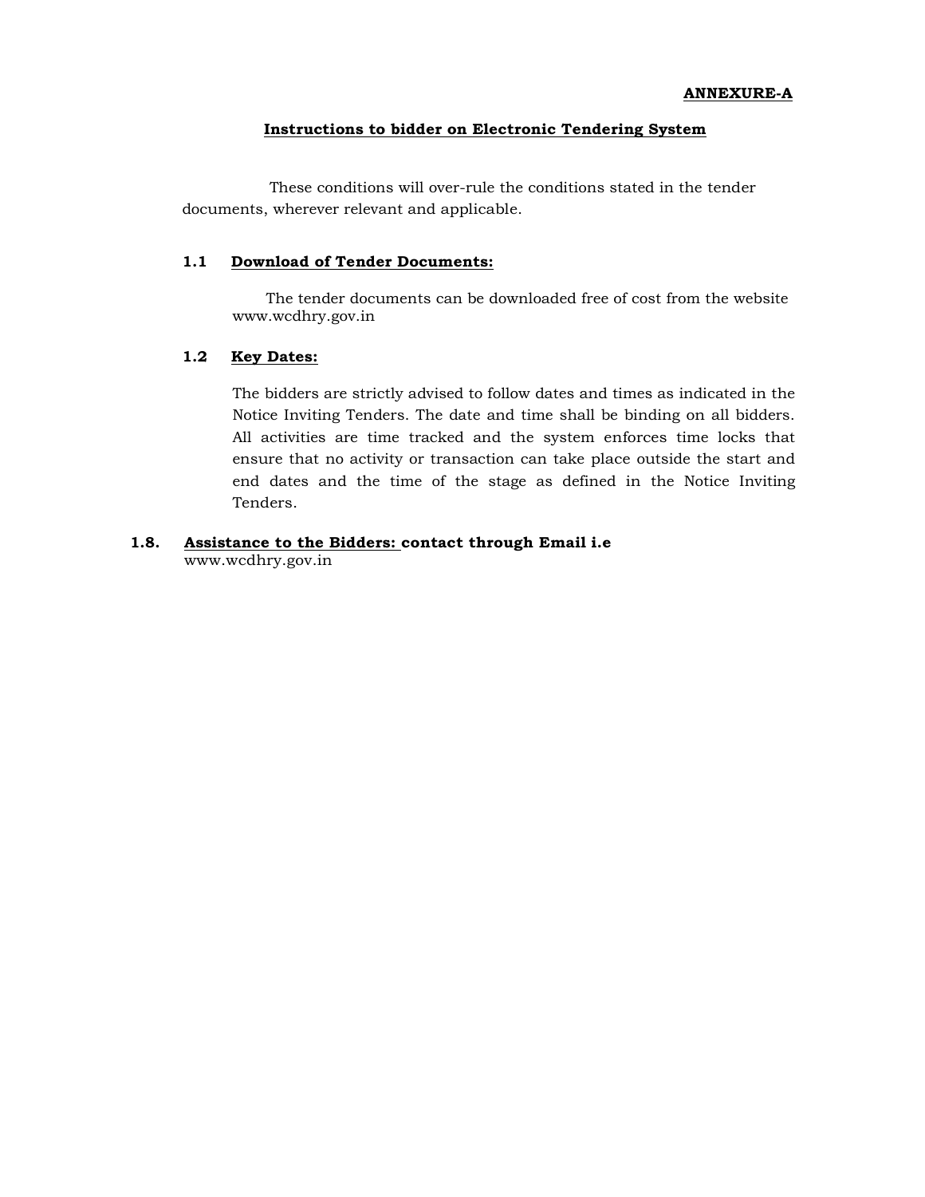**ANNEXURE-A**

## Instructions to bidder on Electronic Tendering System

These conditions will over-rule the conditions stated in the tender documents, wherever relevant and applicable.

**1.1 Download of Tender Documents:**

The tender documents can be downloaded free of cost from the website www.wcdhry.gov.in

**1.2 Key Dates:**

The bidders are strictly advised to follow dates and times as indicated in the Notice Inviting Tenders. The date and time shall be binding on all bidders. All activities are time tracked and the system enforces time locks that ensure that no activity or transaction can take place outside the start and end dates and the time of the stage as defined in the Notice Inviting Tenders.

**1.8. Assistance to the Bidders: contact through Email i.e**
www.wcdhry.gov.in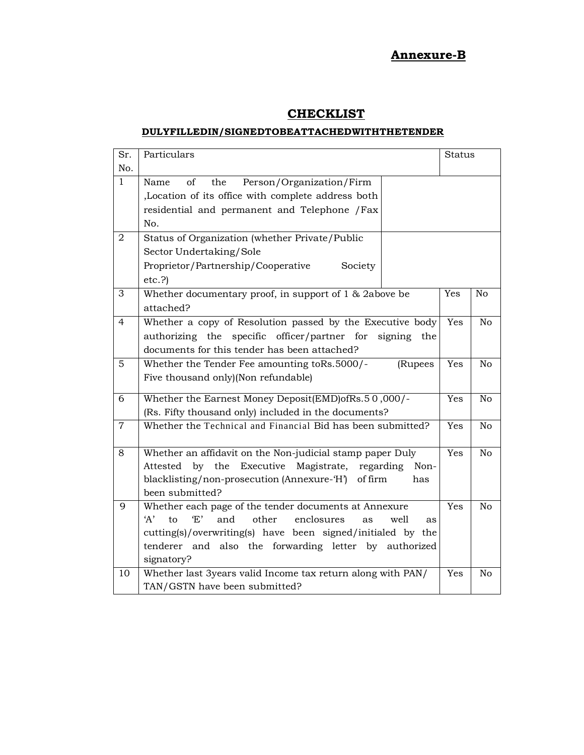**Annexure-B**

# CHECKLIST

**DULYFILLEDIN/SIGNEDTOBEATTACHEDWITHTHETENDER**

| Sr. No. | Particulars | Status | |
|---|---|---|---|
| 1 | Name of the Person/Organization/Firm ,Location of its office with complete address both residential and permanent and Telephone /Fax No. | | |
| 2 | Status of Organization (whether Private/Public Sector Undertaking/Sole Proprietor/Partnership/Cooperative Society etc.?) | | |
| 3 | Whether documentary proof, in support of 1 & 2above be attached? | Yes | No |
| 4 | Whether a copy of Resolution passed by the Executive body authorizing the specific officer/partner for signing the documents for this tender has been attached? | Yes | No |
| 5 | Whether the Tender Fee amounting toRs.5000/- (Rupees Five thousand only)(Non refundable) | Yes | No |
| 6 | Whether the Earnest Money Deposit(EMD)ofRs.5 0 ,000/- (Rs. Fifty thousand only) included in the documents? | Yes | No |
| 7 | Whether the Technical and Financial Bid has been submitted? | Yes | No |
| 8 | Whether an affidavit on the Non-judicial stamp paper Duly Attested by the Executive Magistrate, regarding Non-blacklisting/non-prosecution (Annexure-'H') of firm has been submitted? | Yes | No |
| 9 | Whether each page of the tender documents at Annexure 'A' to 'E' and other enclosures as well as cutting(s)/overwriting(s) have been signed/initialed by the tenderer and also the forwarding letter by authorized signatory? | Yes | No |
| 10 | Whether last 3years valid Income tax return along with PAN/ TAN/GSTN have been submitted? | Yes | No |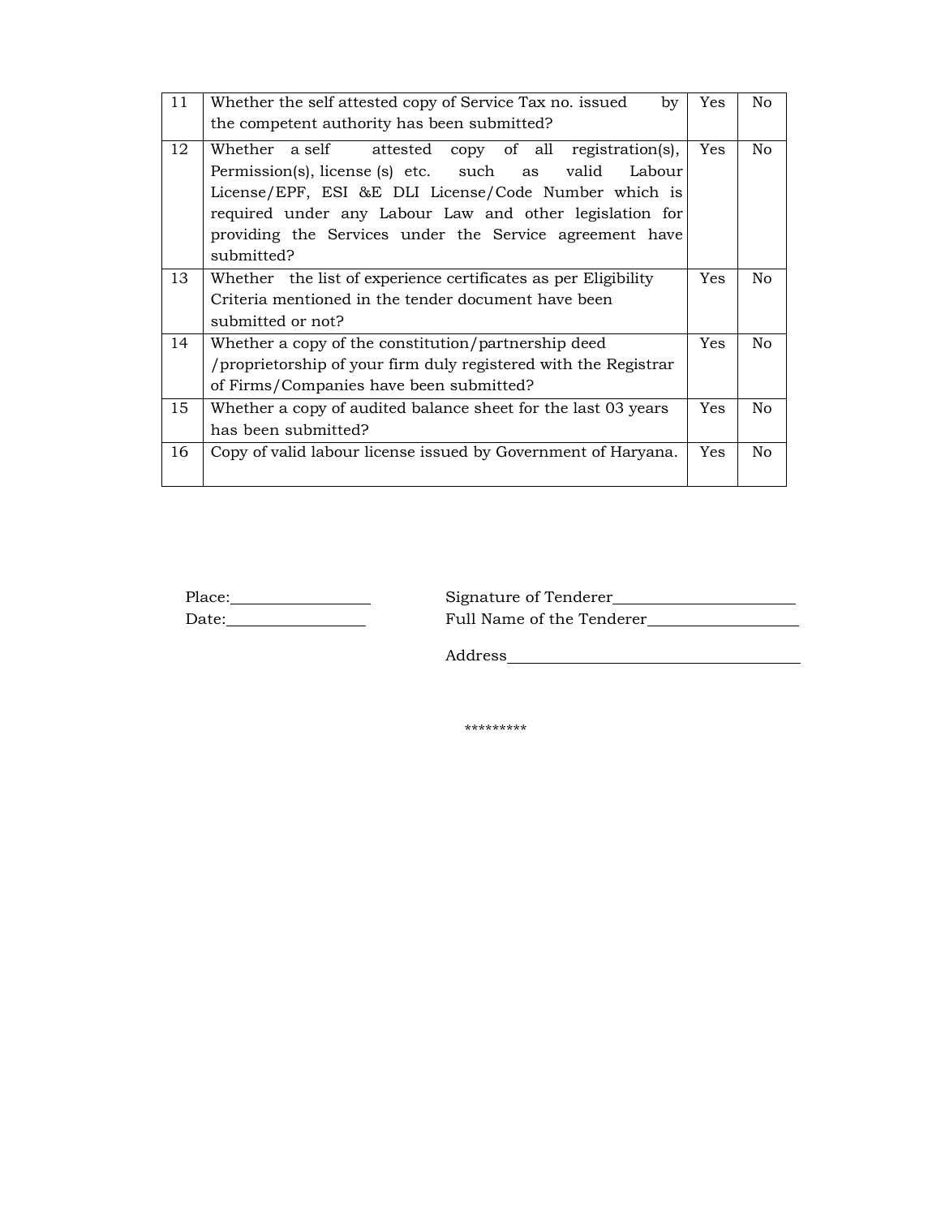| | | | |
|---|---|---|---|
| 11 | Whether the self attested copy of Service Tax no. issued by the competent authority has been submitted? | Yes | No |
| 12 | Whether a self attested copy of all registration(s), Permission(s), license (s) etc. such as valid Labour License/EPF, ESI &E DLI License/Code Number which is required under any Labour Law and other legislation for providing the Services under the Service agreement have submitted? | Yes | No |
| 13 | Whether the list of experience certificates as per Eligibility Criteria mentioned in the tender document have been submitted or not? | Yes | No |
| 14 | Whether a copy of the constitution/partnership deed /proprietorship of your firm duly registered with the Registrar of Firms/Companies have been submitted? | Yes | No |
| 15 | Whether a copy of audited balance sheet for the last 03 years has been submitted? | Yes | No |
| 16 | Copy of valid labour license issued by Government of Haryana. | Yes | No |

Place:__________________ Signature of Tenderer______________________

Date:__________________ Full Name of the Tenderer___________________

Address__________________________________

*********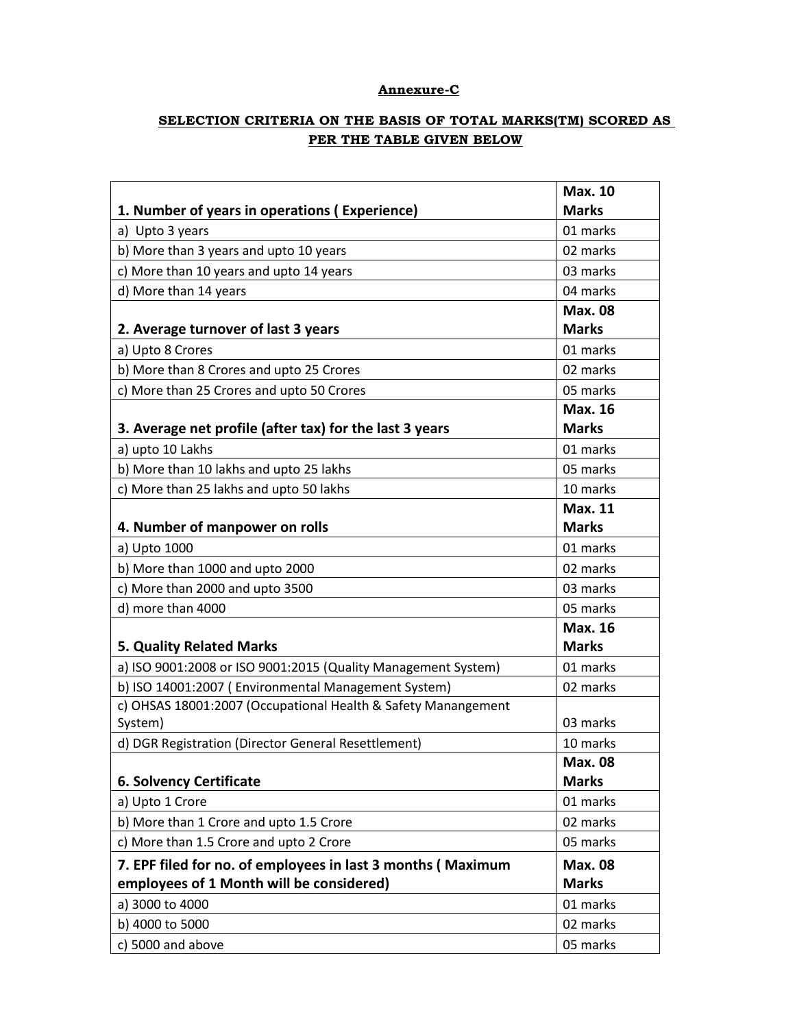**Annexure-C**

**SELECTION CRITERIA ON THE BASIS OF TOTAL MARKS(TM) SCORED AS PER THE TABLE GIVEN BELOW**

| | |
|---|---|
| **1. Number of years in operations ( Experience)** | **Max. 10 Marks** |
| a) Upto 3 years | 01 marks |
| b) More than 3 years and upto 10 years | 02 marks |
| c) More than 10 years and upto 14 years | 03 marks |
| d) More than 14 years | 04 marks |
| **2. Average turnover of last 3 years** | **Max. 08 Marks** |
| a) Upto 8 Crores | 01 marks |
| b) More than 8 Crores and upto 25 Crores | 02 marks |
| c) More than 25 Crores and upto 50 Crores | 05 marks |
| **3. Average net profile (after tax) for the last 3 years** | **Max. 16 Marks** |
| a) upto 10 Lakhs | 01 marks |
| b) More than 10 lakhs and upto 25 lakhs | 05 marks |
| c) More than 25 lakhs and upto 50 lakhs | 10 marks |
| **4. Number of manpower on rolls** | **Max. 11 Marks** |
| a) Upto 1000 | 01 marks |
| b) More than 1000 and upto 2000 | 02 marks |
| c) More than 2000 and upto 3500 | 03 marks |
| d) more than 4000 | 05 marks |
| **5. Quality Related Marks** | **Max. 16 Marks** |
| a) ISO 9001:2008 or ISO 9001:2015 (Quality Management System) | 01 marks |
| b) ISO 14001:2007 ( Environmental Management System) | 02 marks |
| c) OHSAS 18001:2007 (Occupational Health & Safety Manangement System) | 03 marks |
| d) DGR Registration (Director General Resettlement) | 10 marks |
| **6. Solvency Certificate** | **Max. 08 Marks** |
| a) Upto 1 Crore | 01 marks |
| b) More than 1 Crore and upto 1.5 Crore | 02 marks |
| c) More than 1.5 Crore and upto 2 Crore | 05 marks |
| **7. EPF filed for no. of employees in last 3 months ( Maximum employees of 1 Month will be considered)** | **Max. 08 Marks** |
| a) 3000 to 4000 | 01 marks |
| b) 4000 to 5000 | 02 marks |
| c) 5000 and above | 05 marks |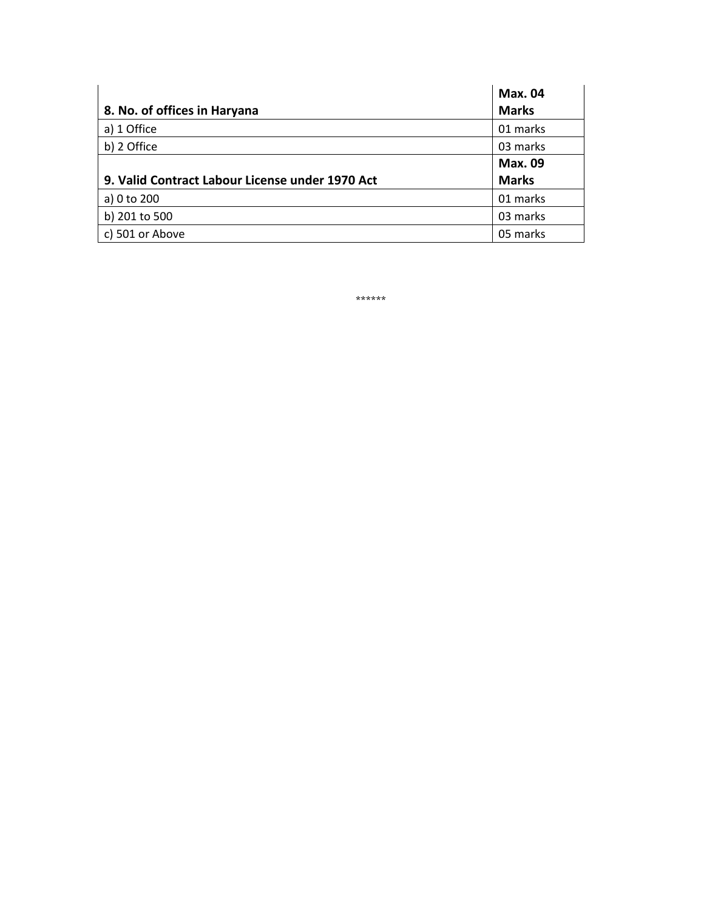| | |
|---|---|
| **8. No. of offices in Haryana** | **Max. 04 Marks** |
| a) 1 Office | 01 marks |
| b) 2 Office | 03 marks |
| **9. Valid Contract Labour License under 1970 Act** | **Max. 09 Marks** |
| a) 0 to 200 | 01 marks |
| b) 201 to 500 | 03 marks |
| c) 501 or Above | 05 marks |

******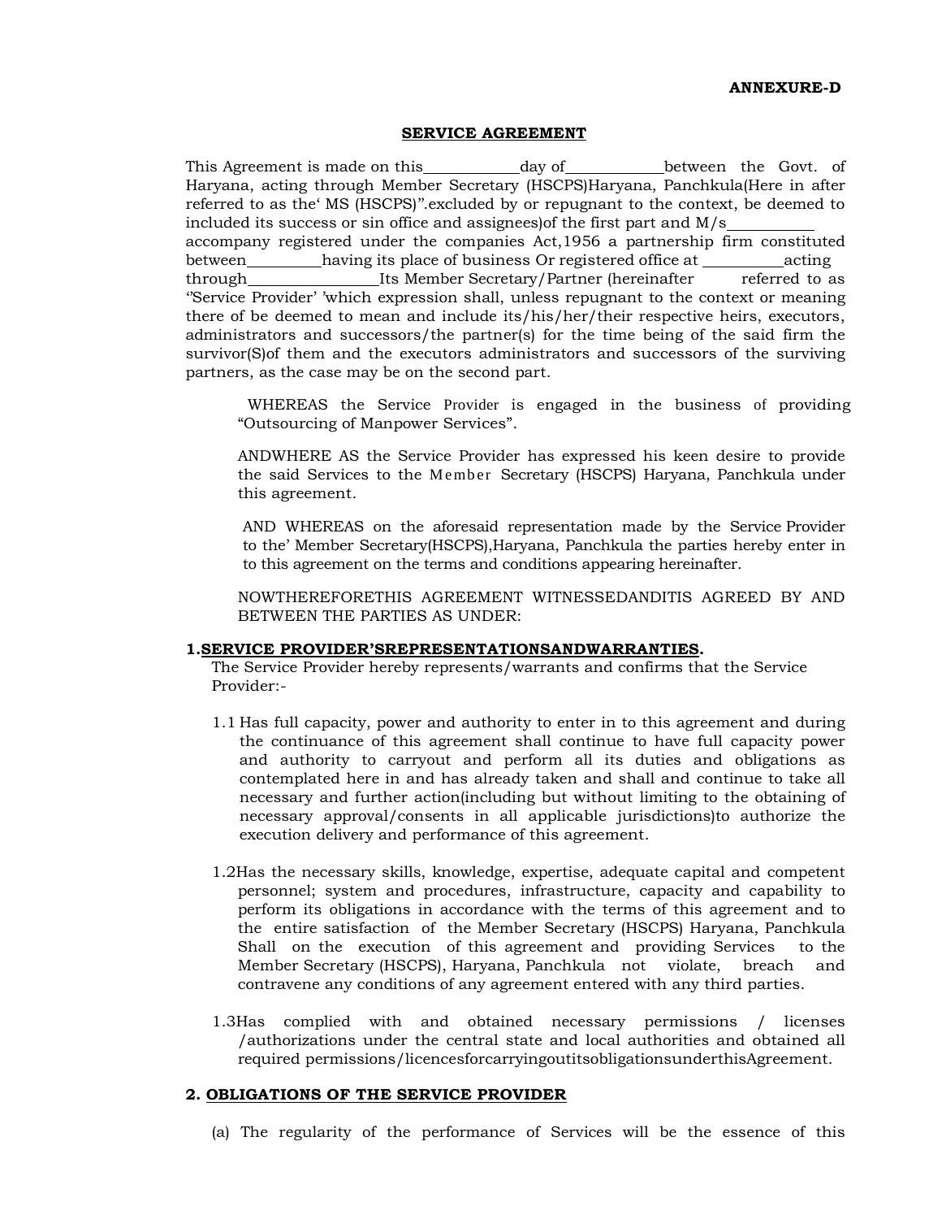**ANNEXURE-D**

## SERVICE AGREEMENT

This Agreement is made on this\_\_\_\_\_\_\_\_\_\_\_\_day of\_\_\_\_\_\_\_\_\_\_\_\_between the Govt. of Haryana, acting through Member Secretary (HSCPS)Haryana, Panchkula(Here in after referred to as the' MS (HSCPS)".excluded by or repugnant to the context, be deemed to included its success or sin office and assignees)of the first part and M/s\_\_\_\_\_\_\_\_\_\_\_ accompany registered under the companies Act,1956 a partnership firm constituted between\_\_\_\_\_\_\_\_\_having its place of business Or registered office at \_\_\_\_\_\_\_\_\_\_acting through\_\_\_\_\_\_\_\_\_\_\_\_\_\_\_\_\_Its Member Secretary/Partner (hereinafter referred to as ''Service Provider' 'which expression shall, unless repugnant to the context or meaning there of be deemed to mean and include its/his/her/their respective heirs, executors, administrators and successors/the partner(s) for the time being of the said firm the survivor(S)of them and the executors administrators and successors of the surviving partners, as the case may be on the second part.

WHEREAS the Service Provider is engaged in the business of providing "Outsourcing of Manpower Services".

ANDWHERE AS the Service Provider has expressed his keen desire to provide the said Services to the Member Secretary (HSCPS) Haryana, Panchkula under this agreement.

AND WHEREAS on the aforesaid representation made by the Service Provider to the' Member Secretary(HSCPS),Haryana, Panchkula the parties hereby enter in to this agreement on the terms and conditions appearing hereinafter.

NOWTHEREFORETHIS AGREEMENT WITNESSEDANDITIS AGREED BY AND BETWEEN THE PARTIES AS UNDER:

**1.SERVICE PROVIDER'SREPRESENTATIONSANDWARRANTIES.**

The Service Provider hereby represents/warrants and confirms that the Service Provider:-

1.1 Has full capacity, power and authority to enter in to this agreement and during the continuance of this agreement shall continue to have full capacity power and authority to carryout and perform all its duties and obligations as contemplated here in and has already taken and shall and continue to take all necessary and further action(including but without limiting to the obtaining of necessary approval/consents in all applicable jurisdictions)to authorize the execution delivery and performance of this agreement.

1.2Has the necessary skills, knowledge, expertise, adequate capital and competent personnel; system and procedures, infrastructure, capacity and capability to perform its obligations in accordance with the terms of this agreement and to the entire satisfaction of the Member Secretary (HSCPS) Haryana, Panchkula Shall on the execution of this agreement and providing Services to the Member Secretary (HSCPS), Haryana, Panchkula not violate, breach and contravene any conditions of any agreement entered with any third parties.

1.3Has complied with and obtained necessary permissions / licenses /authorizations under the central state and local authorities and obtained all required permissions/licencesforcarryingoutitsobligationsunderthisAgreement.

**2. OBLIGATIONS OF THE SERVICE PROVIDER**

(a) The regularity of the performance of Services will be the essence of this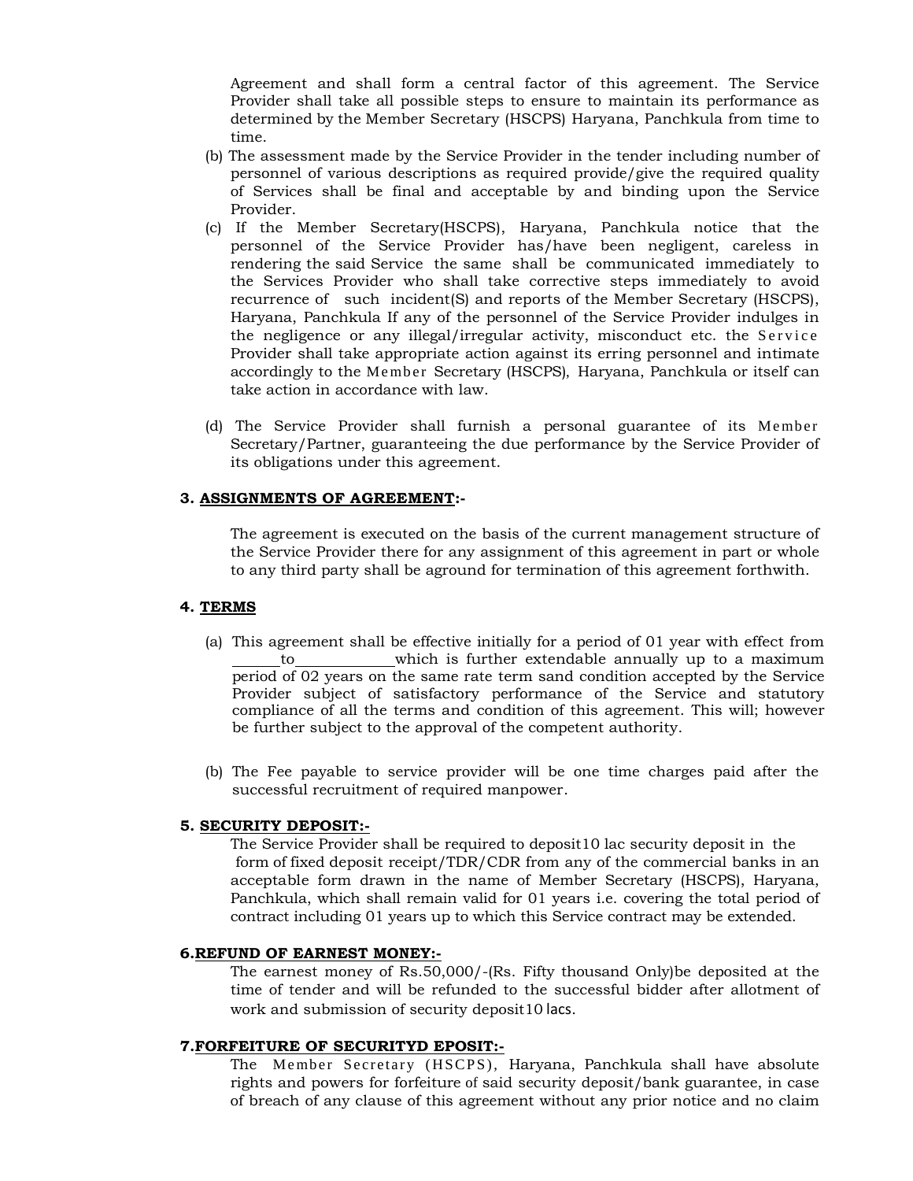Agreement and shall form a central factor of this agreement. The Service Provider shall take all possible steps to ensure to maintain its performance as determined by the Member Secretary (HSCPS) Haryana, Panchkula from time to time.

(b) The assessment made by the Service Provider in the tender including number of personnel of various descriptions as required provide/give the required quality of Services shall be final and acceptable by and binding upon the Service Provider.

(c) If the Member Secretary(HSCPS), Haryana, Panchkula notice that the personnel of the Service Provider has/have been negligent, careless in rendering the said Service the same shall be communicated immediately to the Services Provider who shall take corrective steps immediately to avoid recurrence of such incident(S) and reports of the Member Secretary (HSCPS), Haryana, Panchkula If any of the personnel of the Service Provider indulges in the negligence or any illegal/irregular activity, misconduct etc. the Service Provider shall take appropriate action against its erring personnel and intimate accordingly to the Member Secretary (HSCPS), Haryana, Panchkula or itself can take action in accordance with law.

(d) The Service Provider shall furnish a personal guarantee of its Member Secretary/Partner, guaranteeing the due performance by the Service Provider of its obligations under this agreement.

**3. <u>ASSIGNMENTS OF AGREEMENT</u>:-**

The agreement is executed on the basis of the current management structure of the Service Provider there for any assignment of this agreement in part or whole to any third party shall be aground for termination of this agreement forthwith.

**4. <u>TERMS</u>**

(a) This agreement shall be effective initially for a period of 01 year with effect from ______to____________which is further extendable annually up to a maximum period of 02 years on the same rate term sand condition accepted by the Service Provider subject of satisfactory performance of the Service and statutory compliance of all the terms and condition of this agreement. This will; however be further subject to the approval of the competent authority.

(b) The Fee payable to service provider will be one time charges paid after the successful recruitment of required manpower.

**5. <u>SECURITY DEPOSIT:-</u>**

The Service Provider shall be required to deposit10 lac security deposit in the form of fixed deposit receipt/TDR/CDR from any of the commercial banks in an acceptable form drawn in the name of Member Secretary (HSCPS), Haryana, Panchkula, which shall remain valid for 01 years i.e. covering the total period of contract including 01 years up to which this Service contract may be extended.

**6.<u>REFUND OF EARNEST MONEY:-</u>**

The earnest money of Rs.50,000/-(Rs. Fifty thousand Only)be deposited at the time of tender and will be refunded to the successful bidder after allotment of work and submission of security deposit10 lacs.

**7.<u>FORFEITURE OF SECURITYD EPOSIT:-</u>**

The Member Secretary (HSCPS), Haryana, Panchkula shall have absolute rights and powers for forfeiture of said security deposit/bank guarantee, in case of breach of any clause of this agreement without any prior notice and no claim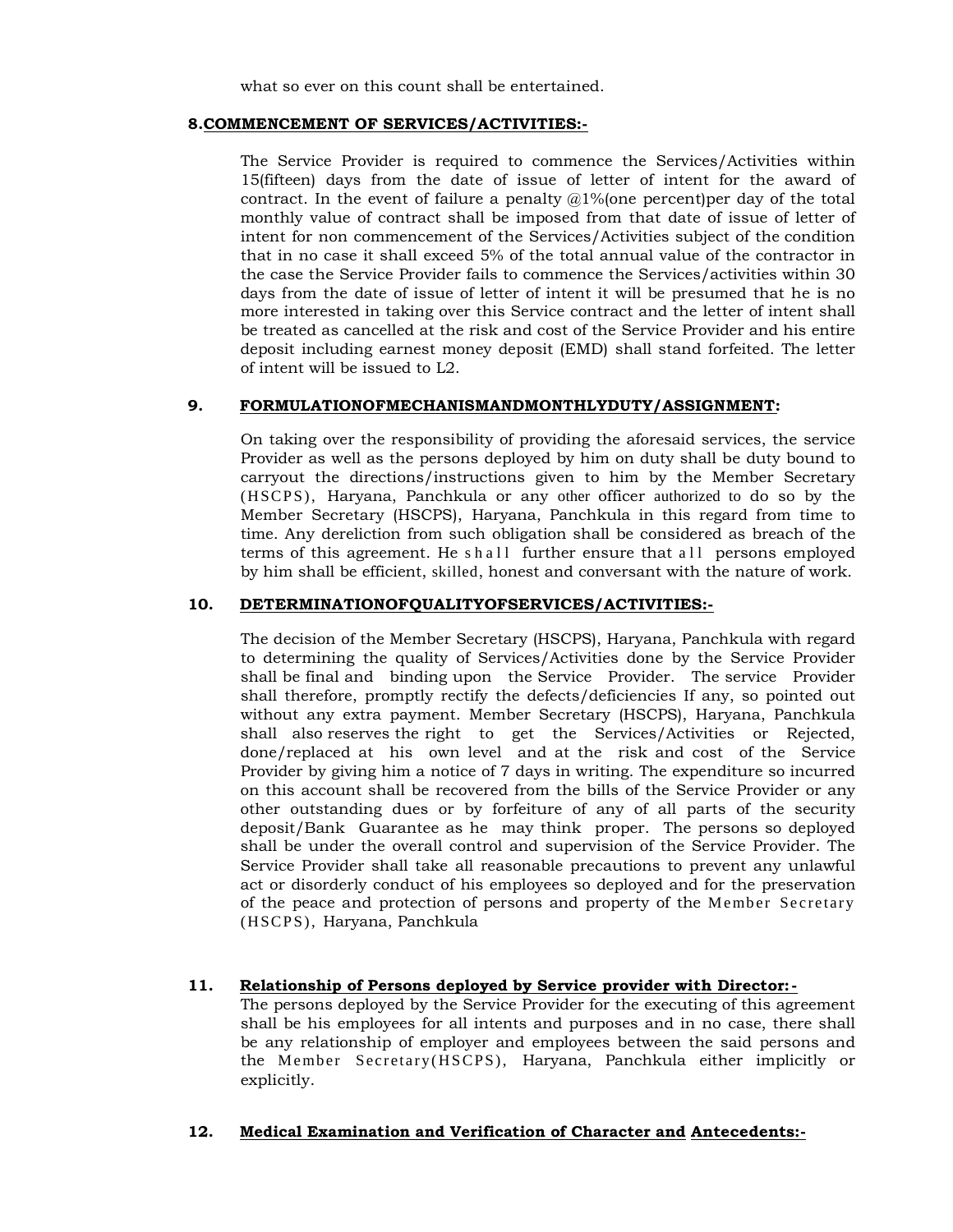what so ever on this count shall be entertained.

**8.COMMENCEMENT OF SERVICES/ACTIVITIES:-**

The Service Provider is required to commence the Services/Activities within 15(fifteen) days from the date of issue of letter of intent for the award of contract. In the event of failure a penalty @1%(one percent)per day of the total monthly value of contract shall be imposed from that date of issue of letter of intent for non commencement of the Services/Activities subject of the condition that in no case it shall exceed 5% of the total annual value of the contractor in the case the Service Provider fails to commence the Services/activities within 30 days from the date of issue of letter of intent it will be presumed that he is no more interested in taking over this Service contract and the letter of intent shall be treated as cancelled at the risk and cost of the Service Provider and his entire deposit including earnest money deposit (EMD) shall stand forfeited. The letter of intent will be issued to L2.

**9. FORMULATIONOFMECHANISMANDMONTHLYDUTY/ASSIGNMENT:**

On taking over the responsibility of providing the aforesaid services, the service Provider as well as the persons deployed by him on duty shall be duty bound to carryout the directions/instructions given to him by the Member Secretary (HSCPS), Haryana, Panchkula or any other officer authorized to do so by the Member Secretary (HSCPS), Haryana, Panchkula in this regard from time to time. Any dereliction from such obligation shall be considered as breach of the terms of this agreement. He shall further ensure that all persons employed by him shall be efficient, skilled, honest and conversant with the nature of work.

**10. DETERMINATIONOFQUALITYOFSERVICES/ACTIVITIES:-**

The decision of the Member Secretary (HSCPS), Haryana, Panchkula with regard to determining the quality of Services/Activities done by the Service Provider shall be final and binding upon the Service Provider. The service Provider shall therefore, promptly rectify the defects/deficiencies If any, so pointed out without any extra payment. Member Secretary (HSCPS), Haryana, Panchkula shall also reserves the right to get the Services/Activities or Rejected, done/replaced at his own level and at the risk and cost of the Service Provider by giving him a notice of 7 days in writing. The expenditure so incurred on this account shall be recovered from the bills of the Service Provider or any other outstanding dues or by forfeiture of any of all parts of the security deposit/Bank Guarantee as he may think proper. The persons so deployed shall be under the overall control and supervision of the Service Provider. The Service Provider shall take all reasonable precautions to prevent any unlawful act or disorderly conduct of his employees so deployed and for the preservation of the peace and protection of persons and property of the Member Secretary (HSCPS), Haryana, Panchkula

**11. Relationship of Persons deployed by Service provider with Director:-**

The persons deployed by the Service Provider for the executing of this agreement shall be his employees for all intents and purposes and in no case, there shall be any relationship of employer and employees between the said persons and the Member Secretary(HSCPS), Haryana, Panchkula either implicitly or explicitly.

**12. Medical Examination and Verification of Character and Antecedents:-**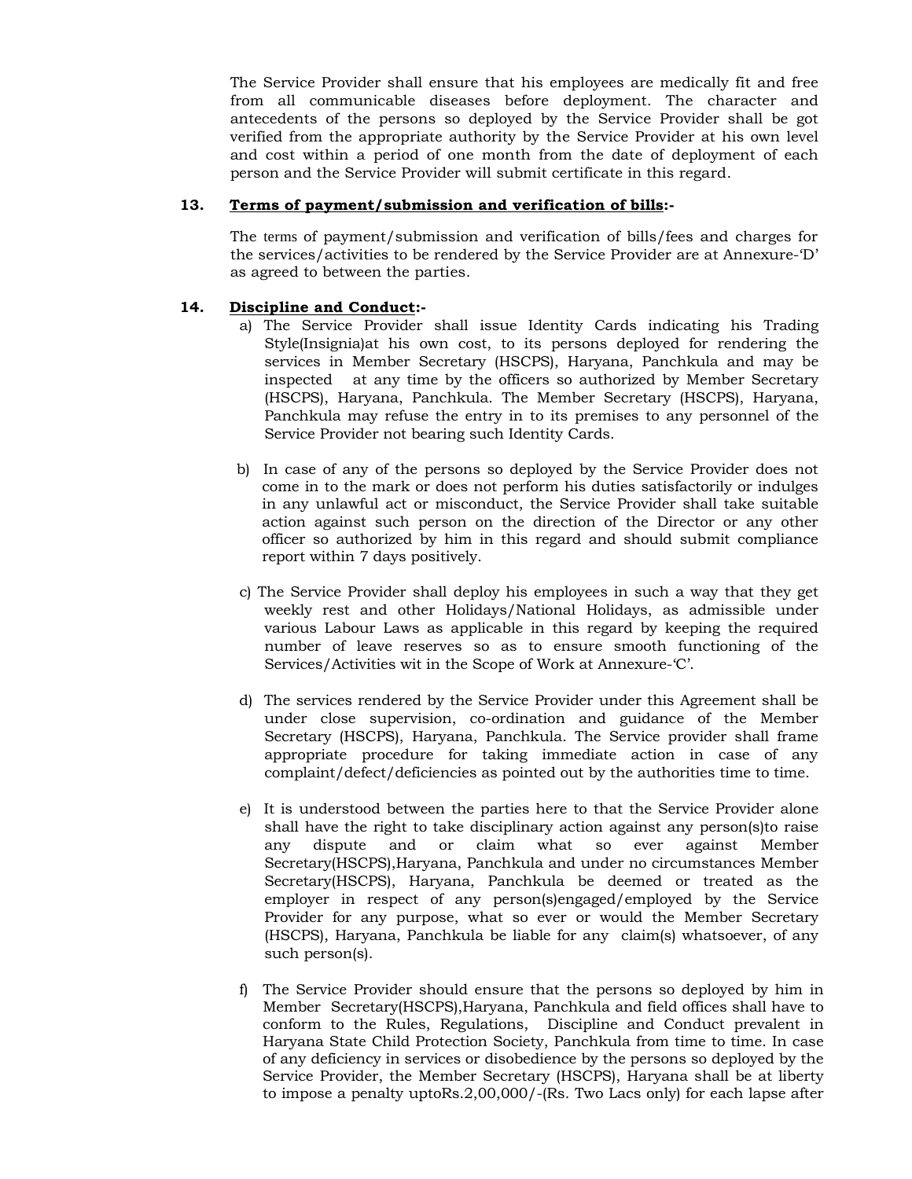The Service Provider shall ensure that his employees are medically fit and free from all communicable diseases before deployment. The character and antecedents of the persons so deployed by the Service Provider shall be got verified from the appropriate authority by the Service Provider at his own level and cost within a period of one month from the date of deployment of each person and the Service Provider will submit certificate in this regard.

**13. Terms of payment/submission and verification of bills:-**

The terms of payment/submission and verification of bills/fees and charges for the services/activities to be rendered by the Service Provider are at Annexure-'D' as agreed to between the parties.

**14. Discipline and Conduct:-**

a) The Service Provider shall issue Identity Cards indicating his Trading Style(Insignia)at his own cost, to its persons deployed for rendering the services in Member Secretary (HSCPS), Haryana, Panchkula and may be inspected at any time by the officers so authorized by Member Secretary (HSCPS), Haryana, Panchkula. The Member Secretary (HSCPS), Haryana, Panchkula may refuse the entry in to its premises to any personnel of the Service Provider not bearing such Identity Cards.

b) In case of any of the persons so deployed by the Service Provider does not come in to the mark or does not perform his duties satisfactorily or indulges in any unlawful act or misconduct, the Service Provider shall take suitable action against such person on the direction of the Director or any other officer so authorized by him in this regard and should submit compliance report within 7 days positively.

c) The Service Provider shall deploy his employees in such a way that they get weekly rest and other Holidays/National Holidays, as admissible under various Labour Laws as applicable in this regard by keeping the required number of leave reserves so as to ensure smooth functioning of the Services/Activities wit in the Scope of Work at Annexure-'C'.

d) The services rendered by the Service Provider under this Agreement shall be under close supervision, co-ordination and guidance of the Member Secretary (HSCPS), Haryana, Panchkula. The Service provider shall frame appropriate procedure for taking immediate action in case of any complaint/defect/deficiencies as pointed out by the authorities time to time.

e) It is understood between the parties here to that the Service Provider alone shall have the right to take disciplinary action against any person(s)to raise any dispute and or claim what so ever against Member Secretary(HSCPS),Haryana, Panchkula and under no circumstances Member Secretary(HSCPS), Haryana, Panchkula be deemed or treated as the employer in respect of any person(s)engaged/employed by the Service Provider for any purpose, what so ever or would the Member Secretary (HSCPS), Haryana, Panchkula be liable for any claim(s) whatsoever, of any such person(s).

f) The Service Provider should ensure that the persons so deployed by him in Member Secretary(HSCPS),Haryana, Panchkula and field offices shall have to conform to the Rules, Regulations, Discipline and Conduct prevalent in Haryana State Child Protection Society, Panchkula from time to time. In case of any deficiency in services or disobedience by the persons so deployed by the Service Provider, the Member Secretary (HSCPS), Haryana shall be at liberty to impose a penalty uptoRs.2,00,000/-(Rs. Two Lacs only) for each lapse after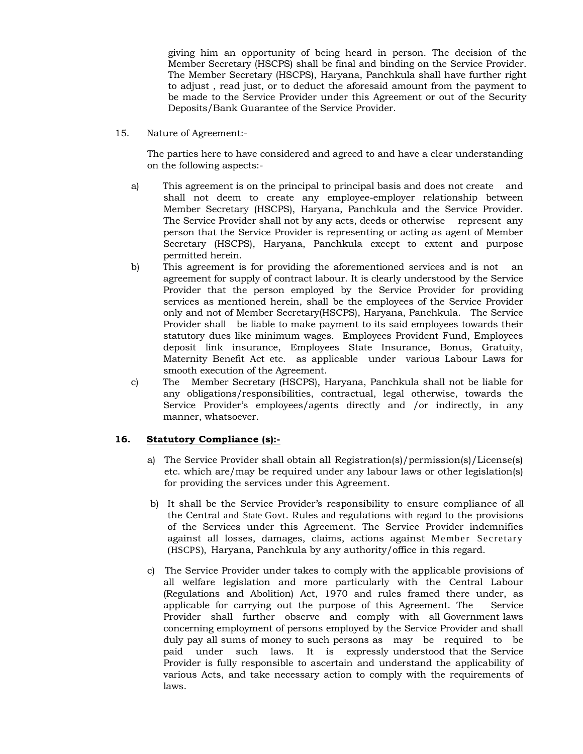giving him an opportunity of being heard in person. The decision of the Member Secretary (HSCPS) shall be final and binding on the Service Provider. The Member Secretary (HSCPS), Haryana, Panchkula shall have further right to adjust , read just, or to deduct the aforesaid amount from the payment to be made to the Service Provider under this Agreement or out of the Security Deposits/Bank Guarantee of the Service Provider.

15. Nature of Agreement:-

The parties here to have considered and agreed to and have a clear understanding on the following aspects:-

a) This agreement is on the principal to principal basis and does not create and shall not deem to create any employee-employer relationship between Member Secretary (HSCPS), Haryana, Panchkula and the Service Provider. The Service Provider shall not by any acts, deeds or otherwise represent any person that the Service Provider is representing or acting as agent of Member Secretary (HSCPS), Haryana, Panchkula except to extent and purpose permitted herein.

b) This agreement is for providing the aforementioned services and is not an agreement for supply of contract labour. It is clearly understood by the Service Provider that the person employed by the Service Provider for providing services as mentioned herein, shall be the employees of the Service Provider only and not of Member Secretary(HSCPS), Haryana, Panchkula. The Service Provider shall be liable to make payment to its said employees towards their statutory dues like minimum wages. Employees Provident Fund, Employees deposit link insurance, Employees State Insurance, Bonus, Gratuity, Maternity Benefit Act etc. as applicable under various Labour Laws for smooth execution of the Agreement.

c) The Member Secretary (HSCPS), Haryana, Panchkula shall not be liable for any obligations/responsibilities, contractual, legal otherwise, towards the Service Provider's employees/agents directly and /or indirectly, in any manner, whatsoever.

**16. <u>Statutory Compliance (s):-</u>**

a) The Service Provider shall obtain all Registration(s)/permission(s)/License(s) etc. which are/may be required under any labour laws or other legislation(s) for providing the services under this Agreement.

b) It shall be the Service Provider's responsibility to ensure compliance of all the Central and State Govt. Rules and regulations with regard to the provisions of the Services under this Agreement. The Service Provider indemnifies against all losses, damages, claims, actions against Member Secretary (HSCPS), Haryana, Panchkula by any authority/office in this regard.

c) The Service Provider under takes to comply with the applicable provisions of all welfare legislation and more particularly with the Central Labour (Regulations and Abolition) Act, 1970 and rules framed there under, as applicable for carrying out the purpose of this Agreement. The Service Provider shall further observe and comply with all Government laws concerning employment of persons employed by the Service Provider and shall duly pay all sums of money to such persons as may be required to be paid under such laws. It is expressly understood that the Service Provider is fully responsible to ascertain and understand the applicability of various Acts, and take necessary action to comply with the requirements of laws.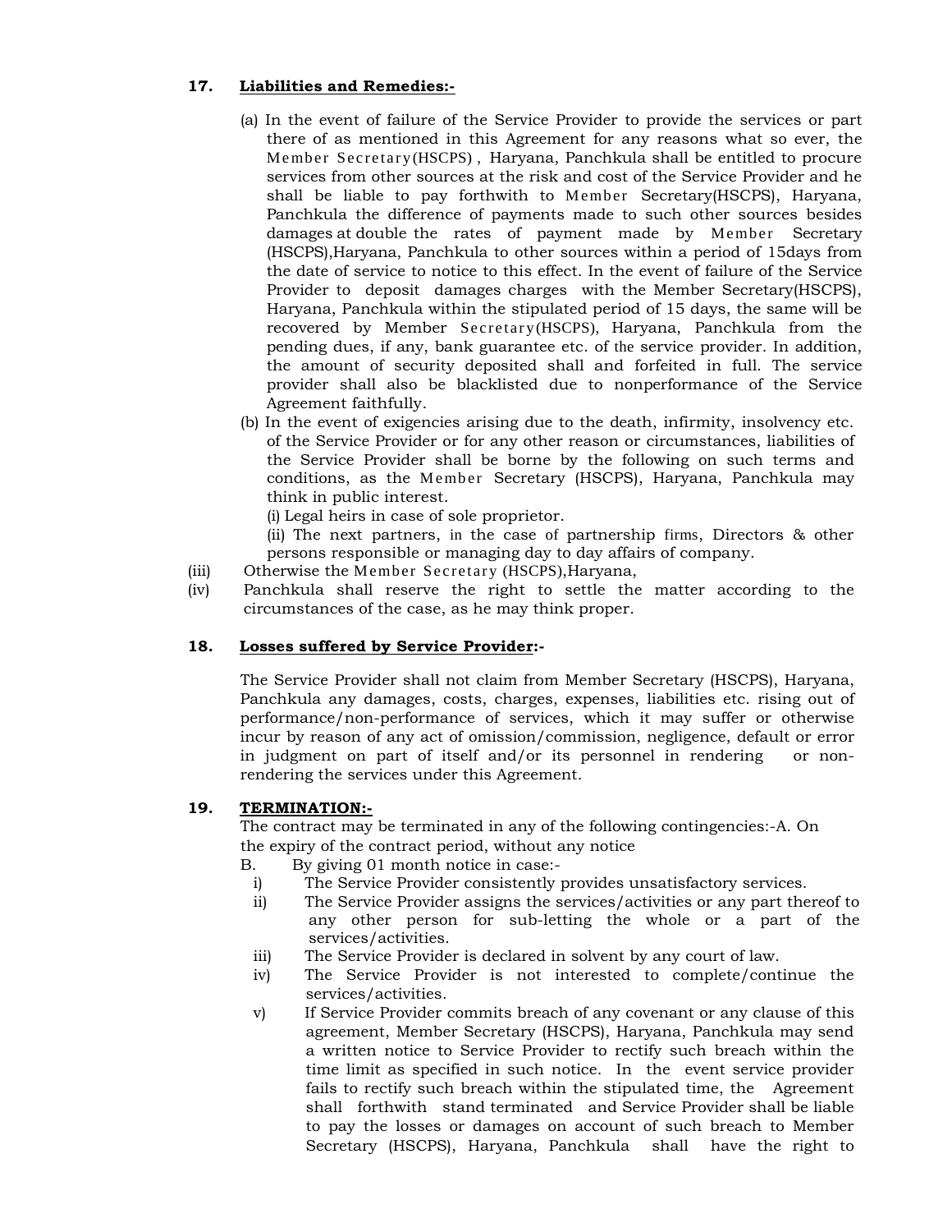**17. Liabilities and Remedies:-**

(a) In the event of failure of the Service Provider to provide the services or part there of as mentioned in this Agreement for any reasons what so ever, the Member Secretary(HSCPS) , Haryana, Panchkula shall be entitled to procure services from other sources at the risk and cost of the Service Provider and he shall be liable to pay forthwith to Member Secretary(HSCPS), Haryana, Panchkula the difference of payments made to such other sources besides damages at double the rates of payment made by Member Secretary (HSCPS),Haryana, Panchkula to other sources within a period of 15days from the date of service to notice to this effect. In the event of failure of the Service Provider to deposit damages charges with the Member Secretary(HSCPS), Haryana, Panchkula within the stipulated period of 15 days, the same will be recovered by Member Secretary(HSCPS), Haryana, Panchkula from the pending dues, if any, bank guarantee etc. of the service provider. In addition, the amount of security deposited shall and forfeited in full. The service provider shall also be blacklisted due to nonperformance of the Service Agreement faithfully.

(b) In the event of exigencies arising due to the death, infirmity, insolvency etc. of the Service Provider or for any other reason or circumstances, liabilities of the Service Provider shall be borne by the following on such terms and conditions, as the Member Secretary (HSCPS), Haryana, Panchkula may think in public interest.

(i) Legal heirs in case of sole proprietor.

(ii) The next partners, in the case of partnership firms, Directors & other persons responsible or managing day to day affairs of company.

(iii) Otherwise the Member Secretary (HSCPS),Haryana,

(iv) Panchkula shall reserve the right to settle the matter according to the circumstances of the case, as he may think proper.

**18. Losses suffered by Service Provider:-**

The Service Provider shall not claim from Member Secretary (HSCPS), Haryana, Panchkula any damages, costs, charges, expenses, liabilities etc. rising out of performance/non-performance of services, which it may suffer or otherwise incur by reason of any act of omission/commission, negligence, default or error in judgment on part of itself and/or its personnel in rendering or non-rendering the services under this Agreement.

**19. TERMINATION:-**

The contract may be terminated in any of the following contingencies:-A. On the expiry of the contract period, without any notice

B. By giving 01 month notice in case:-

i) The Service Provider consistently provides unsatisfactory services.

ii) The Service Provider assigns the services/activities or any part thereof to any other person for sub-letting the whole or a part of the services/activities.

iii) The Service Provider is declared in solvent by any court of law.

iv) The Service Provider is not interested to complete/continue the services/activities.

v) If Service Provider commits breach of any covenant or any clause of this agreement, Member Secretary (HSCPS), Haryana, Panchkula may send a written notice to Service Provider to rectify such breach within the time limit as specified in such notice. In the event service provider fails to rectify such breach within the stipulated time, the Agreement shall forthwith stand terminated and Service Provider shall be liable to pay the losses or damages on account of such breach to Member Secretary (HSCPS), Haryana, Panchkula shall have the right to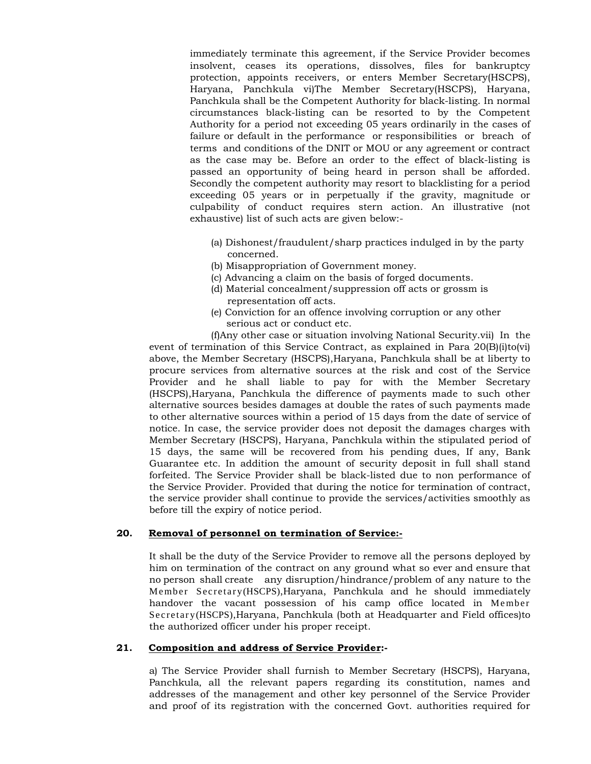immediately terminate this agreement, if the Service Provider becomes insolvent, ceases its operations, dissolves, files for bankruptcy protection, appoints receivers, or enters Member Secretary(HSCPS), Haryana, Panchkula vi)The Member Secretary(HSCPS), Haryana, Panchkula shall be the Competent Authority for black-listing. In normal circumstances black-listing can be resorted to by the Competent Authority for a period not exceeding 05 years ordinarily in the cases of failure or default in the performance or responsibilities or breach of terms and conditions of the DNIT or MOU or any agreement or contract as the case may be. Before an order to the effect of black-listing is passed an opportunity of being heard in person shall be afforded. Secondly the competent authority may resort to blacklisting for a period exceeding 05 years or in perpetually if the gravity, magnitude or culpability of conduct requires stern action. An illustrative (not exhaustive) list of such acts are given below:-

(a) Dishonest/fraudulent/sharp practices indulged in by the party concerned.
(b) Misappropriation of Government money.
(c) Advancing a claim on the basis of forged documents.
(d) Material concealment/suppression off acts or grossm is representation off acts.
(e) Conviction for an offence involving corruption or any other serious act or conduct etc.
(f)Any other case or situation involving National Security.vii) In the event of termination of this Service Contract, as explained in Para 20(B)(i)to(vi) above, the Member Secretary (HSCPS),Haryana, Panchkula shall be at liberty to procure services from alternative sources at the risk and cost of the Service Provider and he shall liable to pay for with the Member Secretary (HSCPS),Haryana, Panchkula the difference of payments made to such other alternative sources besides damages at double the rates of such payments made to other alternative sources within a period of 15 days from the date of service of notice. In case, the service provider does not deposit the damages charges with Member Secretary (HSCPS), Haryana, Panchkula within the stipulated period of 15 days, the same will be recovered from his pending dues, If any, Bank Guarantee etc. In addition the amount of security deposit in full shall stand forfeited. The Service Provider shall be black-listed due to non performance of the Service Provider. Provided that during the notice for termination of contract, the service provider shall continue to provide the services/activities smoothly as before till the expiry of notice period.

**20. Removal of personnel on termination of Service:-**

It shall be the duty of the Service Provider to remove all the persons deployed by him on termination of the contract on any ground what so ever and ensure that no person shall create any disruption/hindrance/problem of any nature to the Member Secretary(HSCPS),Haryana, Panchkula and he should immediately handover the vacant possession of his camp office located in Member Secretary(HSCPS),Haryana, Panchkula (both at Headquarter and Field offices)to the authorized officer under his proper receipt.

**21. Composition and address of Service Provider:-**

a) The Service Provider shall furnish to Member Secretary (HSCPS), Haryana, Panchkula, all the relevant papers regarding its constitution, names and addresses of the management and other key personnel of the Service Provider and proof of its registration with the concerned Govt. authorities required for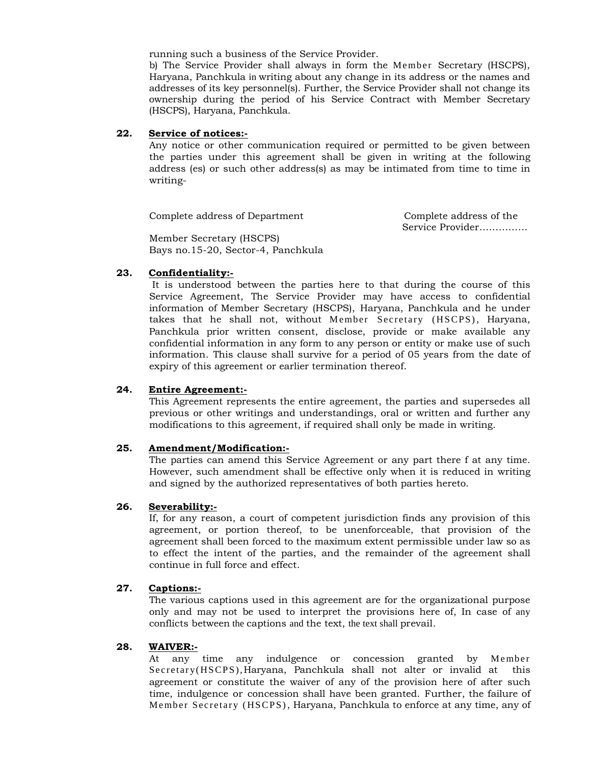running such a business of the Service Provider.

b) The Service Provider shall always in form the Member Secretary (HSCPS), Haryana, Panchkula in writing about any change in its address or the names and addresses of its key personnel(s). Further, the Service Provider shall not change its ownership during the period of his Service Contract with Member Secretary (HSCPS), Haryana, Panchkula.

**22. <u>Service of notices:-</u>**

Any notice or other communication required or permitted to be given between the parties under this agreement shall be given in writing at the following address (es) or such other address(s) as may be intimated from time to time in writing-

| | |
|---|---|
| Complete address of Department | Complete address of the Service Provider…………… |
| Member Secretary (HSCPS)<br>Bays no.15-20, Sector-4, Panchkula | |

**23. <u>Confidentiality:-</u>**

It is understood between the parties here to that during the course of this Service Agreement, The Service Provider may have access to confidential information of Member Secretary (HSCPS), Haryana, Panchkula and he under takes that he shall not, without Member Secretary (HSCPS), Haryana, Panchkula prior written consent, disclose, provide or make available any confidential information in any form to any person or entity or make use of such information. This clause shall survive for a period of 05 years from the date of expiry of this agreement or earlier termination thereof.

**24. <u>Entire Agreement:-</u>**

This Agreement represents the entire agreement, the parties and supersedes all previous or other writings and understandings, oral or written and further any modifications to this agreement, if required shall only be made in writing.

**25. <u>Amendment/Modification:-</u>**

The parties can amend this Service Agreement or any part there f at any time. However, such amendment shall be effective only when it is reduced in writing and signed by the authorized representatives of both parties hereto.

**26. <u>Severability:-</u>**

If, for any reason, a court of competent jurisdiction finds any provision of this agreement, or portion thereof, to be unenforceable, that provision of the agreement shall been forced to the maximum extent permissible under law so as to effect the intent of the parties, and the remainder of the agreement shall continue in full force and effect.

**27. <u>Captions:-</u>**

The various captions used in this agreement are for the organizational purpose only and may not be used to interpret the provisions here of, In case of any conflicts between the captions and the text, the text shall prevail.

**28. <u>WAIVER:-</u>**

At any time any indulgence or concession granted by Member Secretary(HSCPS),Haryana, Panchkula shall not alter or invalid at this agreement or constitute the waiver of any of the provision here of after such time, indulgence or concession shall have been granted. Further, the failure of Member Secretary (HSCPS), Haryana, Panchkula to enforce at any time, any of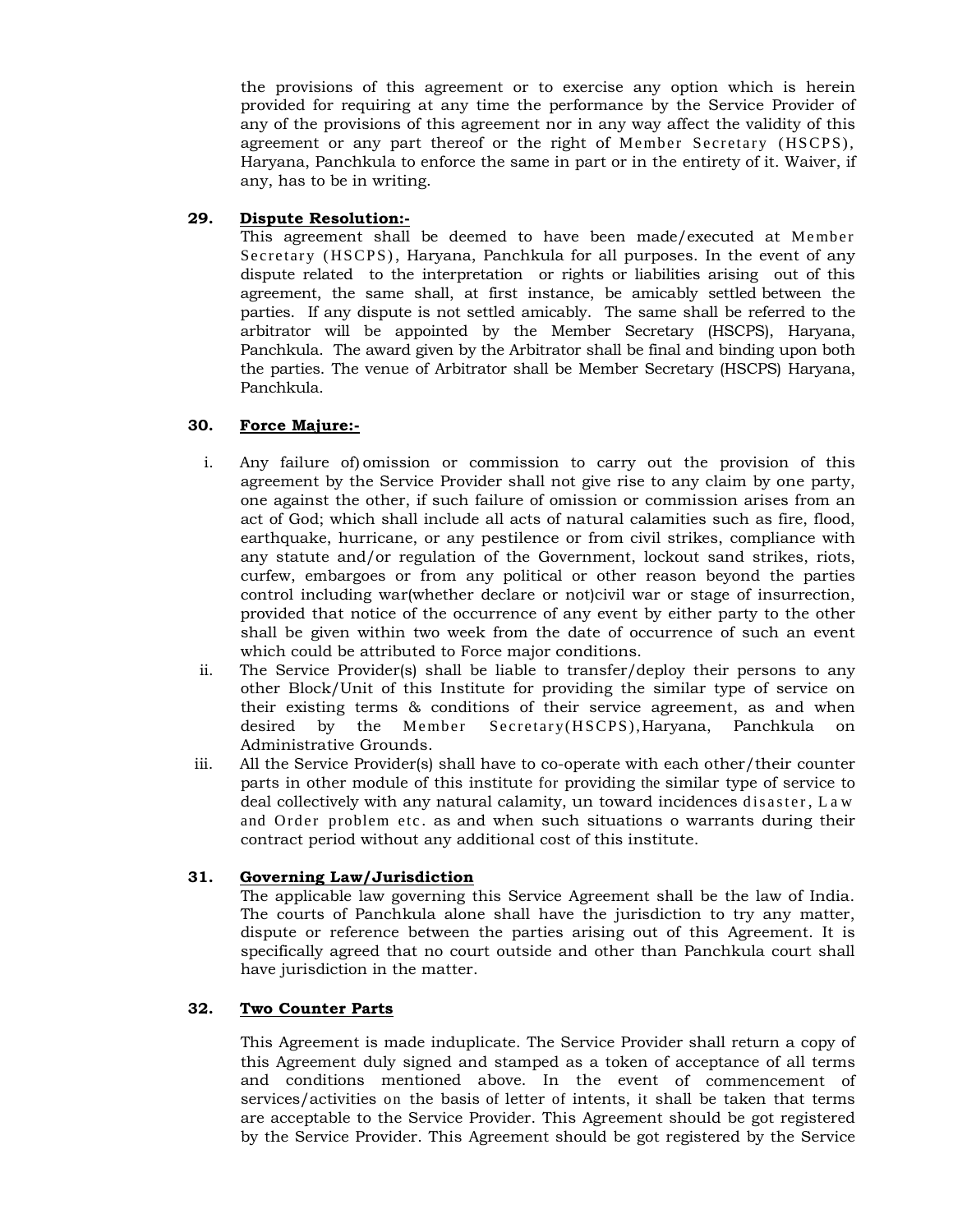the provisions of this agreement or to exercise any option which is herein provided for requiring at any time the performance by the Service Provider of any of the provisions of this agreement nor in any way affect the validity of this agreement or any part thereof or the right of Member Secretary (HSCPS), Haryana, Panchkula to enforce the same in part or in the entirety of it. Waiver, if any, has to be in writing.

**29. Dispute Resolution:-**

This agreement shall be deemed to have been made/executed at Member Secretary (HSCPS), Haryana, Panchkula for all purposes. In the event of any dispute related to the interpretation or rights or liabilities arising out of this agreement, the same shall, at first instance, be amicably settled between the parties. If any dispute is not settled amicably. The same shall be referred to the arbitrator will be appointed by the Member Secretary (HSCPS), Haryana, Panchkula. The award given by the Arbitrator shall be final and binding upon both the parties. The venue of Arbitrator shall be Member Secretary (HSCPS) Haryana, Panchkula.

**30. Force Majure:-**

i. Any failure of) omission or commission to carry out the provision of this agreement by the Service Provider shall not give rise to any claim by one party, one against the other, if such failure of omission or commission arises from an act of God; which shall include all acts of natural calamities such as fire, flood, earthquake, hurricane, or any pestilence or from civil strikes, compliance with any statute and/or regulation of the Government, lockout sand strikes, riots, curfew, embargoes or from any political or other reason beyond the parties control including war(whether declare or not)civil war or stage of insurrection, provided that notice of the occurrence of any event by either party to the other shall be given within two week from the date of occurrence of such an event which could be attributed to Force major conditions.

ii. The Service Provider(s) shall be liable to transfer/deploy their persons to any other Block/Unit of this Institute for providing the similar type of service on their existing terms & conditions of their service agreement, as and when desired by the Member Secretary(HSCPS),Haryana, Panchkula on Administrative Grounds.

iii. All the Service Provider(s) shall have to co-operate with each other/their counter parts in other module of this institute for providing the similar type of service to deal collectively with any natural calamity, un toward incidences disaster, Law and Order problem etc. as and when such situations o warrants during their contract period without any additional cost of this institute.

**31. Governing Law/Jurisdiction**

The applicable law governing this Service Agreement shall be the law of India. The courts of Panchkula alone shall have the jurisdiction to try any matter, dispute or reference between the parties arising out of this Agreement. It is specifically agreed that no court outside and other than Panchkula court shall have jurisdiction in the matter.

**32. Two Counter Parts**

This Agreement is made induplicate. The Service Provider shall return a copy of this Agreement duly signed and stamped as a token of acceptance of all terms and conditions mentioned above. In the event of commencement of services/activities on the basis of letter of intents, it shall be taken that terms are acceptable to the Service Provider. This Agreement should be got registered by the Service Provider. This Agreement should be got registered by the Service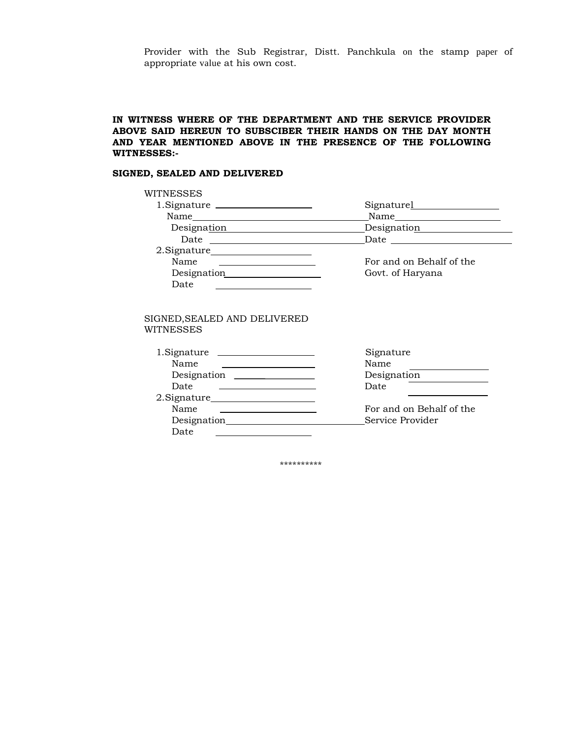Provider with the Sub Registrar, Distt. Panchkula on the stamp paper of appropriate value at his own cost.

**IN WITNESS WHERE OF THE DEPARTMENT AND THE SERVICE PROVIDER ABOVE SAID HEREUN TO SUBSCIBER THEIR HANDS ON THE DAY MONTH AND YEAR MENTIONED ABOVE IN THE PRESENCE OF THE FOLLOWING WITNESSES:-**

**SIGNED, SEALED AND DELIVERED**

WITNESSES

| | |
|---|---|
| 1.Signature ____________ | Signature ____________ |
| Name ____________ | Name ____________ |
| Designation ____________ | Designation ____________ |
| Date ____________ | Date ____________ |
| 2.Signature ____________ | |
| Name ____________ | For and on Behalf of the |
| Designation ____________ | Govt. of Haryana |
| Date ____________ | |

SIGNED,SEALED AND DELIVERED
WITNESSES

| | |
|---|---|
| 1.Signature ____________ | Signature |
| Name ____________ | Name ____________ |
| Designation ____________ | Designation ____________ |
| Date ____________ | Date ____________ |
| 2.Signature ____________ | |
| Name ____________ | For and on Behalf of the |
| Designation ____________ | Service Provider |
| Date ____________ | |

**********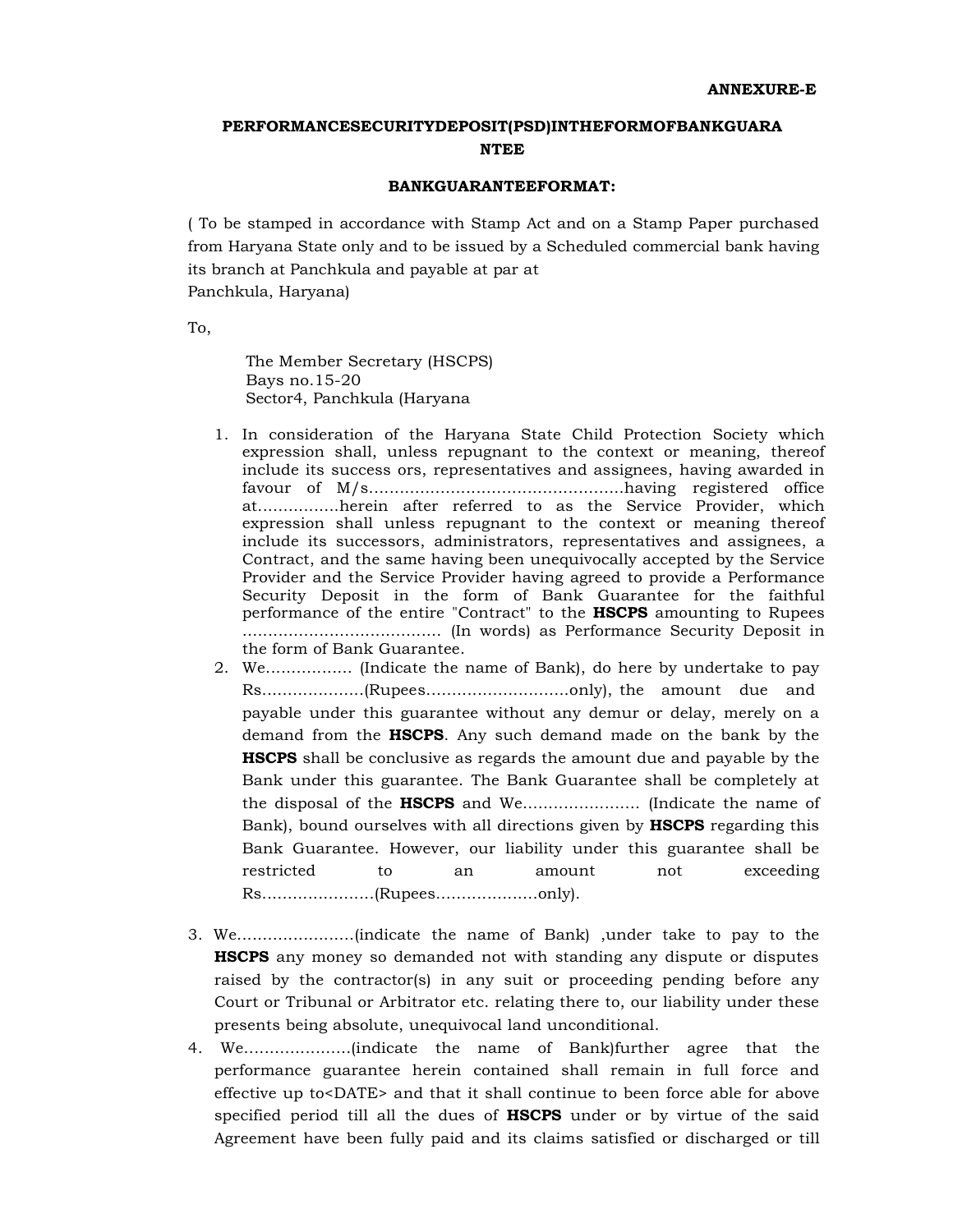**ANNEXURE-E**

**PERFORMANCESECURITYDEPOSIT(PSD)INTHEFORMOFBANKGUARA NTEE**

**BANKGUARANTEEFORMAT:**

( To be stamped in accordance with Stamp Act and on a Stamp Paper purchased from Haryana State only and to be issued by a Scheduled commercial bank having its branch at Panchkula and payable at par at
Panchkula, Haryana)

To,

The Member Secretary (HSCPS)
Bays no.15-20
Sector4, Panchkula (Haryana

1. In consideration of the Haryana State Child Protection Society which expression shall, unless repugnant to the context or meaning, thereof include its success ors, representatives and assignees, having awarded in favour of M/s…………………………………………….having registered office at…………….herein after referred to as the Service Provider, which expression shall unless repugnant to the context or meaning thereof include its successors, administrators, representatives and assignees, a Contract, and the same having been unequivocally accepted by the Service Provider and the Service Provider having agreed to provide a Performance Security Deposit in the form of Bank Guarantee for the faithful performance of the entire "Contract" to the **HSCPS** amounting to Rupees ………………………………… (In words) as Performance Security Deposit in the form of Bank Guarantee.
2. We…………….. (Indicate the name of Bank), do here by undertake to pay Rs………………..(Rupees………………………only), the amount due and payable under this guarantee without any demur or delay, merely on a demand from the **HSCPS**. Any such demand made on the bank by the **HSCPS** shall be conclusive as regards the amount due and payable by the Bank under this guarantee. The Bank Guarantee shall be completely at the disposal of the **HSCPS** and We………………….. (Indicate the name of Bank), bound ourselves with all directions given by **HSCPS** regarding this Bank Guarantee. However, our liability under this guarantee shall be restricted to an amount not exceeding Rs………………….(Rupees……………….only).
3. We…………………..(indicate the name of Bank) ,under take to pay to the **HSCPS** any money so demanded not with standing any dispute or disputes raised by the contractor(s) in any suit or proceeding pending before any Court or Tribunal or Arbitrator etc. relating there to, our liability under these presents being absolute, unequivocal land unconditional.
4. We…………………(indicate the name of Bank)further agree that the performance guarantee herein contained shall remain in full force and effective up to<DATE> and that it shall continue to been force able for above specified period till all the dues of **HSCPS** under or by virtue of the said Agreement have been fully paid and its claims satisfied or discharged or till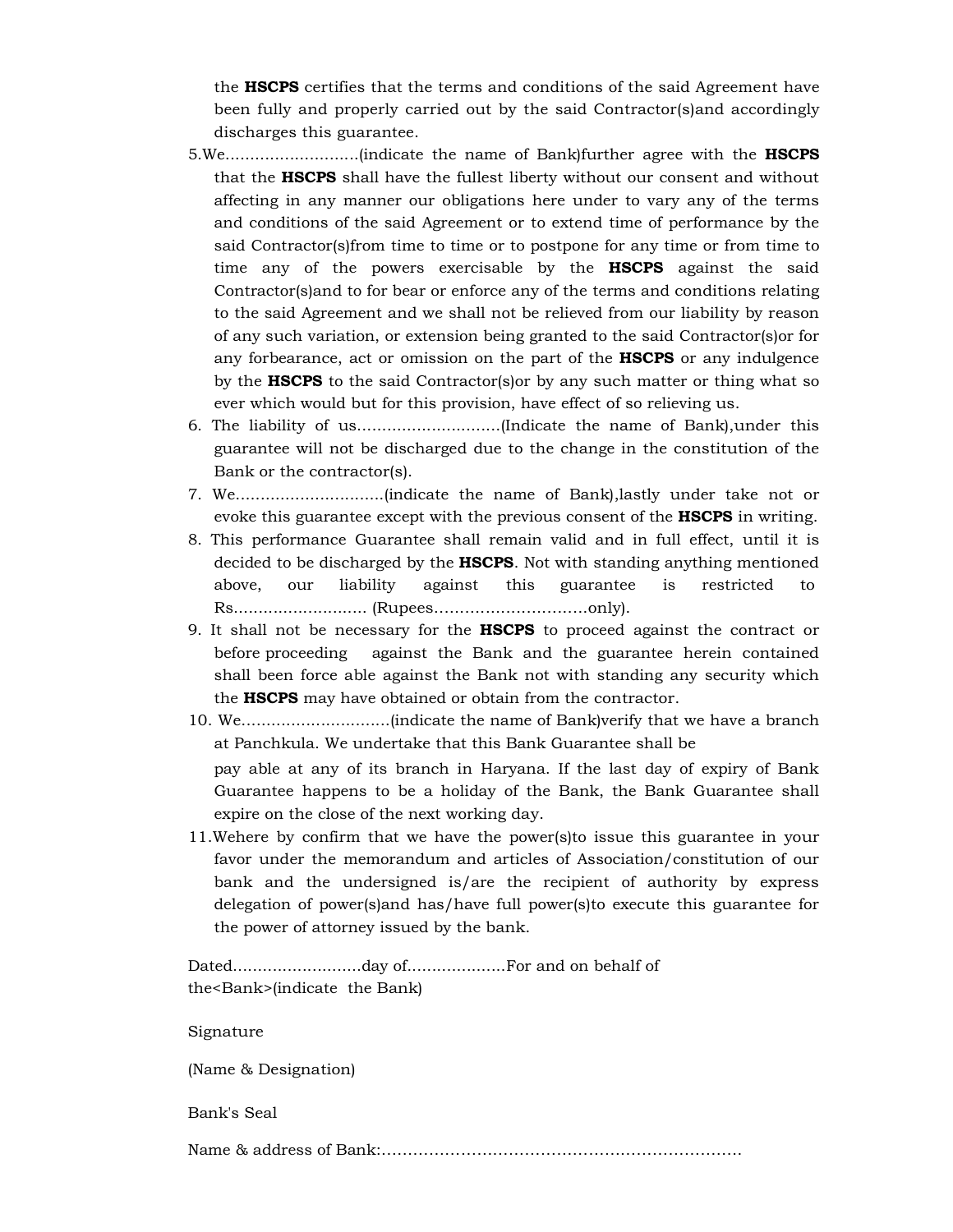the **HSCPS** certifies that the terms and conditions of the said Agreement have been fully and properly carried out by the said Contractor(s)and accordingly discharges this guarantee.

5. We...........................(indicate the name of Bank)further agree with the **HSCPS** that the **HSCPS** shall have the fullest liberty without our consent and without affecting in any manner our obligations here under to vary any of the terms and conditions of the said Agreement or to extend time of performance by the said Contractor(s)from time to time or to postpone for any time or from time to time any of the powers exercisable by the **HSCPS** against the said Contractor(s)and to for bear or enforce any of the terms and conditions relating to the said Agreement and we shall not be relieved from our liability by reason of any such variation, or extension being granted to the said Contractor(s)or for any forbearance, act or omission on the part of the **HSCPS** or any indulgence by the **HSCPS** to the said Contractor(s)or by any such matter or thing what so ever which would but for this provision, have effect of so relieving us.
6. The liability of us.............................(Indicate the name of Bank),under this guarantee will not be discharged due to the change in the constitution of the Bank or the contractor(s).
7. We..............................(indicate the name of Bank),lastly under take not or evoke this guarantee except with the previous consent of the **HSCPS** in writing.
8. This performance Guarantee shall remain valid and in full effect, until it is decided to be discharged by the **HSCPS**. Not with standing anything mentioned above, our liability against this guarantee is restricted to Rs........................... (Rupees..............................only).
9. It shall not be necessary for the **HSCPS** to proceed against the contract or before proceeding against the Bank and the guarantee herein contained shall been force able against the Bank not with standing any security which the **HSCPS** may have obtained or obtain from the contractor.
10. We..............................(indicate the name of Bank)verify that we have a branch at Panchkula. We undertake that this Bank Guarantee shall be pay able at any of its branch in Haryana. If the last day of expiry of Bank Guarantee happens to be a holiday of the Bank, the Bank Guarantee shall expire on the close of the next working day.
11. Wehere by confirm that we have the power(s)to issue this guarantee in your favor under the memorandum and articles of Association/constitution of our bank and the undersigned is/are the recipient of authority by express delegation of power(s)and has/have full power(s)to execute this guarantee for the power of attorney issued by the bank.

Dated..........................day of....................For and on behalf of the<Bank>(indicate the Bank)

Signature

(Name & Designation)

Bank's Seal

Name & address of Bank:.....................................................................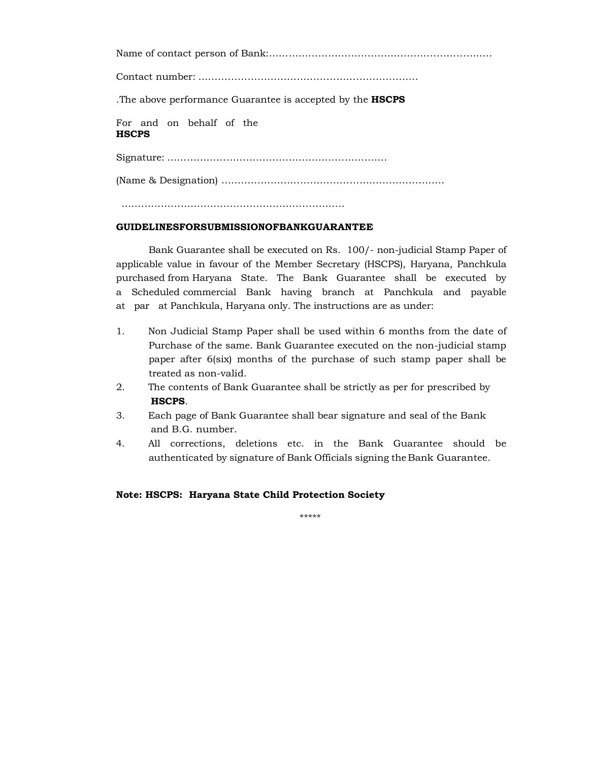Name of contact person of Bank:………………………………………………………….

Contact number: ………………………………………………………….

.The above performance Guarantee is accepted by the **HSCPS**

For and on behalf of the
**HSCPS**

Signature: ………………………………………………………….

(Name & Designation) ………………………………………………………….

………………………………………………………….

**GUIDELINESFORSUBMISSIONOFBANKGUARANTEE**

Bank Guarantee shall be executed on Rs. 100/- non-judicial Stamp Paper of applicable value in favour of the Member Secretary (HSCPS), Haryana, Panchkula purchased from Haryana State. The Bank Guarantee shall be executed by a Scheduled commercial Bank having branch at Panchkula and payable at par at Panchkula, Haryana only. The instructions are as under:

1. Non Judicial Stamp Paper shall be used within 6 months from the date of Purchase of the same. Bank Guarantee executed on the non-judicial stamp paper after 6(six) months of the purchase of such stamp paper shall be treated as non-valid.
2. The contents of Bank Guarantee shall be strictly as per for prescribed by **HSCPS**.
3. Each page of Bank Guarantee shall bear signature and seal of the Bank and B.G. number.
4. All corrections, deletions etc. in the Bank Guarantee should be authenticated by signature of Bank Officials signing the Bank Guarantee.

**Note: HSCPS: Haryana State Child Protection Society**

*****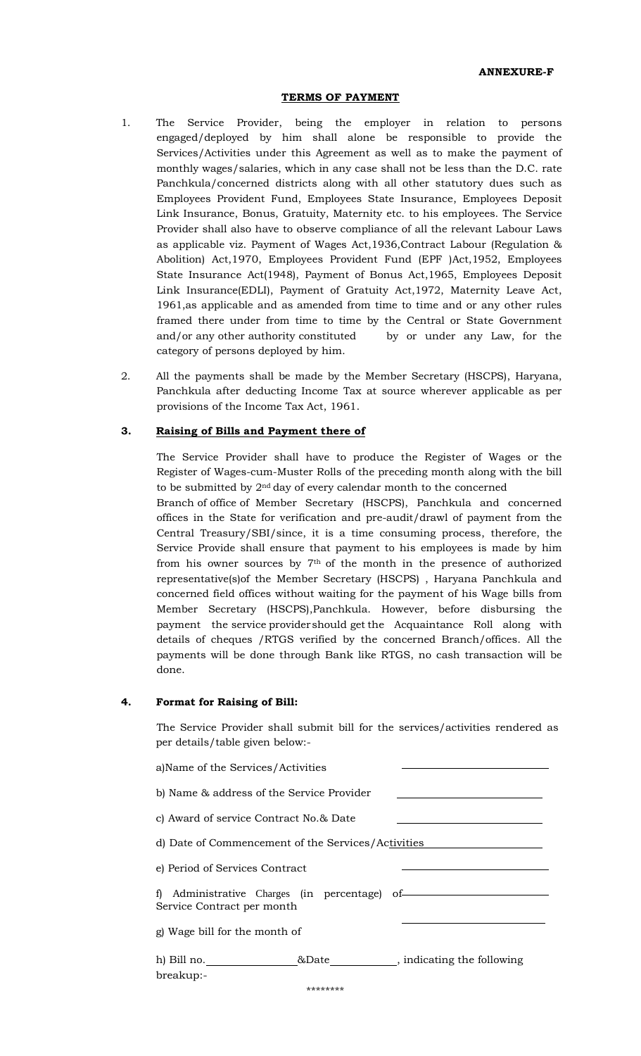**ANNEXURE-F**

**TERMS OF PAYMENT**

1. The Service Provider, being the employer in relation to persons engaged/deployed by him shall alone be responsible to provide the Services/Activities under this Agreement as well as to make the payment of monthly wages/salaries, which in any case shall not be less than the D.C. rate Panchkula/concerned districts along with all other statutory dues such as Employees Provident Fund, Employees State Insurance, Employees Deposit Link Insurance, Bonus, Gratuity, Maternity etc. to his employees. The Service Provider shall also have to observe compliance of all the relevant Labour Laws as applicable viz. Payment of Wages Act,1936,Contract Labour (Regulation & Abolition) Act,1970, Employees Provident Fund (EPF )Act,1952, Employees State Insurance Act(1948), Payment of Bonus Act,1965, Employees Deposit Link Insurance(EDLI), Payment of Gratuity Act,1972, Maternity Leave Act, 1961,as applicable and as amended from time to time and or any other rules framed there under from time to time by the Central or State Government and/or any other authority constituted by or under any Law, for the category of persons deployed by him.

2. All the payments shall be made by the Member Secretary (HSCPS), Haryana, Panchkula after deducting Income Tax at source wherever applicable as per provisions of the Income Tax Act, 1961.

**3. Raising of Bills and Payment there of**

The Service Provider shall have to produce the Register of Wages or the Register of Wages-cum-Muster Rolls of the preceding month along with the bill to be submitted by 2nd day of every calendar month to the concerned Branch of office of Member Secretary (HSCPS), Panchkula and concerned offices in the State for verification and pre-audit/drawl of payment from the Central Treasury/SBI/since, it is a time consuming process, therefore, the Service Provide shall ensure that payment to his employees is made by him from his owner sources by 7th of the month in the presence of authorized representative(s)of the Member Secretary (HSCPS) , Haryana Panchkula and concerned field offices without waiting for the payment of his Wage bills from Member Secretary (HSCPS),Panchkula. However, before disbursing the payment the service provider should get the Acquaintance Roll along with details of cheques /RTGS verified by the concerned Branch/offices. All the payments will be done through Bank like RTGS, no cash transaction will be done.

**4. Format for Raising of Bill:**

The Service Provider shall submit bill for the services/activities rendered as per details/table given below:-

a)Name of the Services/Activities ____________________

b) Name & address of the Service Provider ____________________

c) Award of service Contract No.& Date ____________________

d) Date of Commencement of the Services/Activities ____________________

e) Period of Services Contract ____________________

f) Administrative Charges (in percentage) of Service Contract per month ____________________

g) Wage bill for the month of ____________________

h) Bill no.________________&Date___________, indicating the following breakup:-

\*\*\*\*\*\*\*\*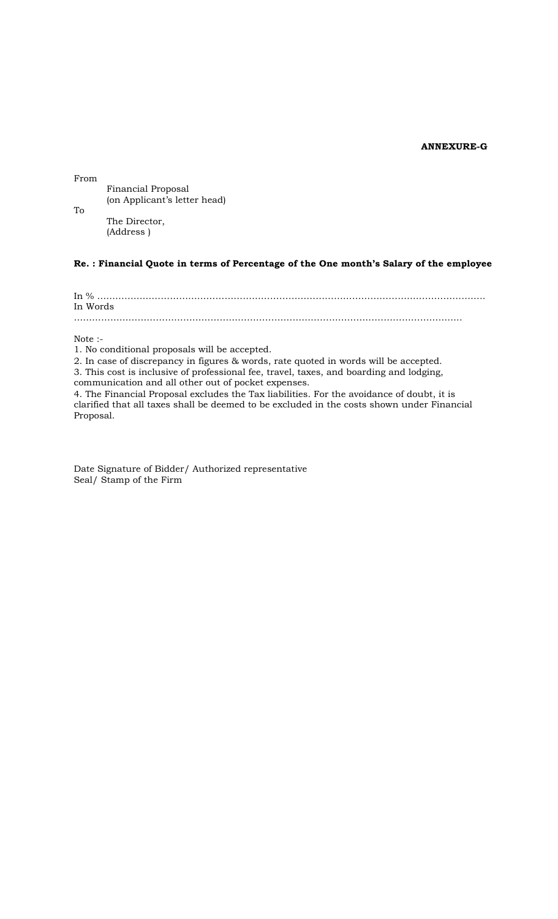**ANNEXURE-G**

From

Financial Proposal
(on Applicant's letter head)

To

The Director,
(Address )

**Re. : Financial Quote in terms of Percentage of the One month's Salary of the employee**

In % ……………………………………………………………………………………………………………………

In Words

……………………………………………………………………………………………………………………

Note :-

1. No conditional proposals will be accepted.
2. In case of discrepancy in figures & words, rate quoted in words will be accepted.
3. This cost is inclusive of professional fee, travel, taxes, and boarding and lodging, communication and all other out of pocket expenses.
4. The Financial Proposal excludes the Tax liabilities. For the avoidance of doubt, it is clarified that all taxes shall be deemed to be excluded in the costs shown under Financial Proposal.

Date Signature of Bidder/ Authorized representative
Seal/ Stamp of the Firm